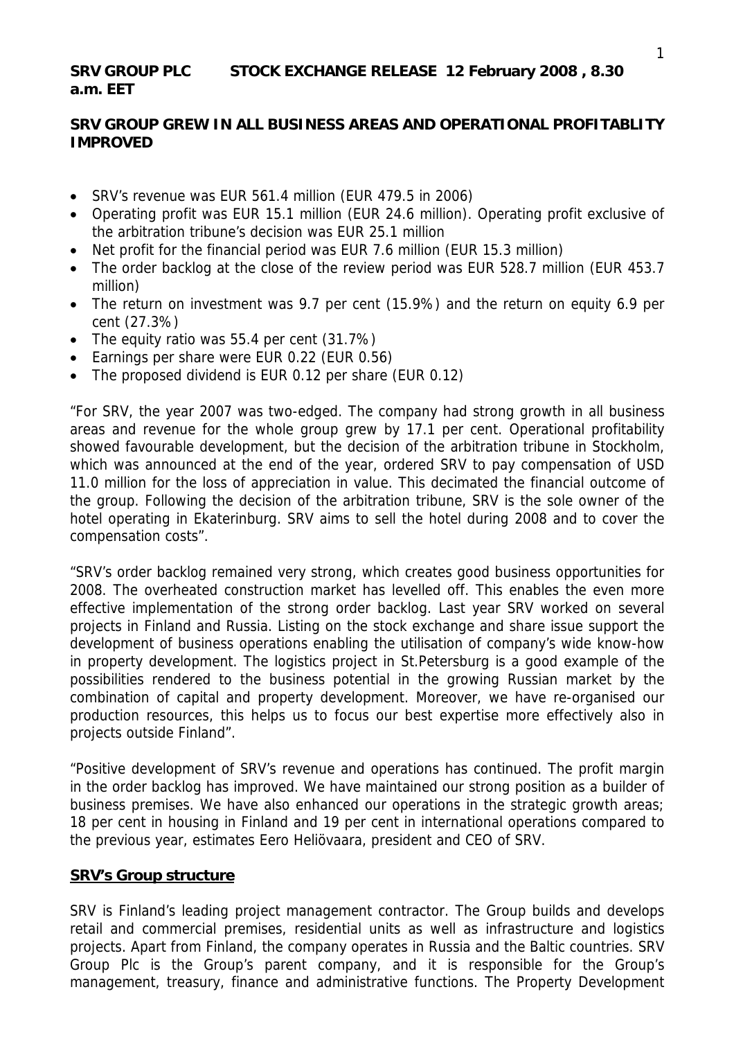**SRV GROUP PLC STOCK EXCHANGE RELEASE 12 February 2008 , 8.30 a.m. EET**

**SRV GROUP GREW IN ALL BUSINESS AREAS AND OPERATIONAL PROFITABLITY IMPROVED**

- SRV's revenue was EUR 561.4 million (EUR 479.5 in 2006)
- Operating profit was EUR 15.1 million (EUR 24.6 million). Operating profit exclusive of the arbitration tribune's decision was EUR 25.1 million
- Net profit for the financial period was EUR 7.6 million (EUR 15.3 million)
- The order backlog at the close of the review period was EUR 528.7 million (EUR 453.7 million)
- The return on investment was 9.7 per cent (15.9%) and the return on equity 6.9 per cent (27.3%)
- The equity ratio was 55.4 per cent (31.7%)
- Earnings per share were EUR 0.22 (EUR 0.56)
- The proposed dividend is EUR 0.12 per share (EUR 0.12)

"For SRV, the year 2007 was two-edged. The company had strong growth in all business areas and revenue for the whole group grew by 17.1 per cent. Operational profitability showed favourable development, but the decision of the arbitration tribune in Stockholm, which was announced at the end of the year, ordered SRV to pay compensation of USD 11.0 million for the loss of appreciation in value. This decimated the financial outcome of the group. Following the decision of the arbitration tribune, SRV is the sole owner of the hotel operating in Ekaterinburg. SRV aims to sell the hotel during 2008 and to cover the compensation costs".

"SRV's order backlog remained very strong, which creates good business opportunities for 2008. The overheated construction market has levelled off. This enables the even more effective implementation of the strong order backlog. Last year SRV worked on several projects in Finland and Russia. Listing on the stock exchange and share issue support the development of business operations enabling the utilisation of company's wide know-how in property development. The logistics project in St.Petersburg is a good example of the possibilities rendered to the business potential in the growing Russian market by the combination of capital and property development. Moreover, we have re-organised our production resources, this helps us to focus our best expertise more effectively also in projects outside Finland".

"Positive development of SRV's revenue and operations has continued. The profit margin in the order backlog has improved. We have maintained our strong position as a builder of business premises. We have also enhanced our operations in the strategic growth areas; 18 per cent in housing in Finland and 19 per cent in international operations compared to the previous year, estimates Eero Heliövaara, president and CEO of SRV.

## SRV's Group structure

SRV is Finland's leading project management contractor. The Group builds and develops retail and commercial premises, residential units as well as infrastructure and logistics projects. Apart from Finland, the company operates in Russia and the Baltic countries. SRV Group Plc is the Group's parent company, and it is responsible for the Group's management, treasury, finance and administrative functions. The Property Development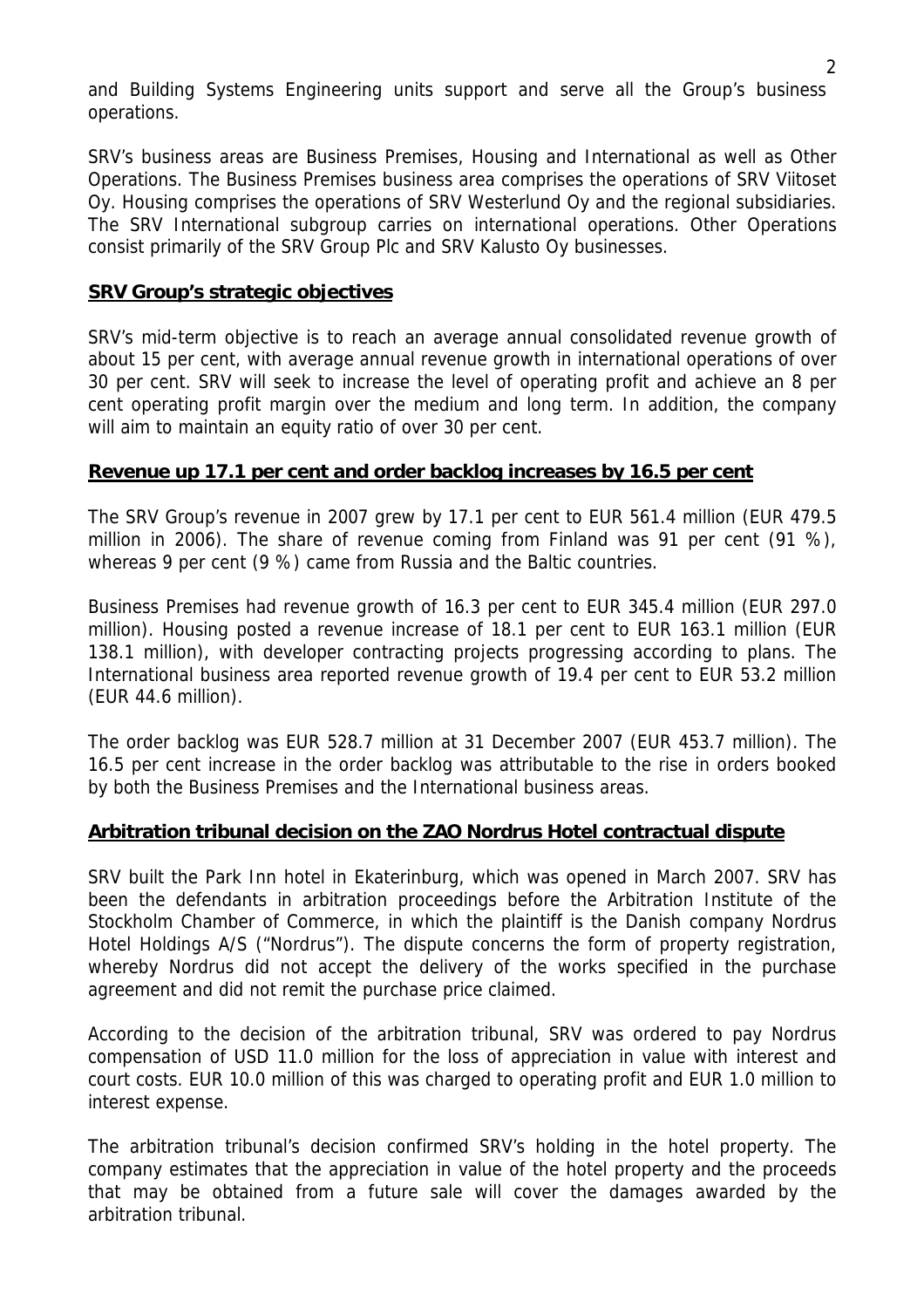and Building Systems Engineering units support and serve all the Group's business operations.

SRV's business areas are Business Premises, Housing and International as well as Other Operations. The Business Premises business area comprises the operations of SRV Viitoset Oy. Housing comprises the operations of SRV Westerlund Oy and the regional subsidiaries. The SRV International subgroup carries on international operations. Other Operations consist primarily of the SRV Group Plc and SRV Kalusto Oy businesses.

## SRV Group's strategic objectives

SRV's mid-term objective is to reach an average annual consolidated revenue growth of about 15 per cent, with average annual revenue growth in international operations of over 30 per cent. SRV will seek to increase the level of operating profit and achieve an 8 per cent operating profit margin over the medium and long term. In addition, the company will aim to maintain an equity ratio of over 30 per cent.

## Revenue up 17.1 per cent and order backlog increases by 16.5 per cent

The SRV Group's revenue in 2007 grew by 17.1 per cent to EUR 561.4 million (EUR 479.5 million in 2006). The share of revenue coming from Finland was 91 per cent (91 %), whereas 9 per cent (9 %) came from Russia and the Baltic countries.

Business Premises had revenue growth of 16.3 per cent to EUR 345.4 million (EUR 297.0 million). Housing posted a revenue increase of 18.1 per cent to EUR 163.1 million (EUR 138.1 million), with developer contracting projects progressing according to plans. The International business area reported revenue growth of 19.4 per cent to EUR 53.2 million (EUR 44.6 million).

The order backlog was EUR 528.7 million at 31 December 2007 (EUR 453.7 million). The 16.5 per cent increase in the order backlog was attributable to the rise in orders booked by both the Business Premises and the International business areas.

## Arbitration tribunal decision on the ZAO Nordrus Hotel contractual dispute

SRV built the Park Inn hotel in Ekaterinburg, which was opened in March 2007. SRV has been the defendants in arbitration proceedings before the Arbitration Institute of the Stockholm Chamber of Commerce, in which the plaintiff is the Danish company Nordrus Hotel Holdings A/S ("Nordrus"). The dispute concerns the form of property registration, whereby Nordrus did not accept the delivery of the works specified in the purchase agreement and did not remit the purchase price claimed.

According to the decision of the arbitration tribunal, SRV was ordered to pay Nordrus compensation of USD 11.0 million for the loss of appreciation in value with interest and court costs. EUR 10.0 million of this was charged to operating profit and EUR 1.0 million to interest expense.

The arbitration tribunal's decision confirmed SRV's holding in the hotel property. The company estimates that the appreciation in value of the hotel property and the proceeds that may be obtained from a future sale will cover the damages awarded by the arbitration tribunal.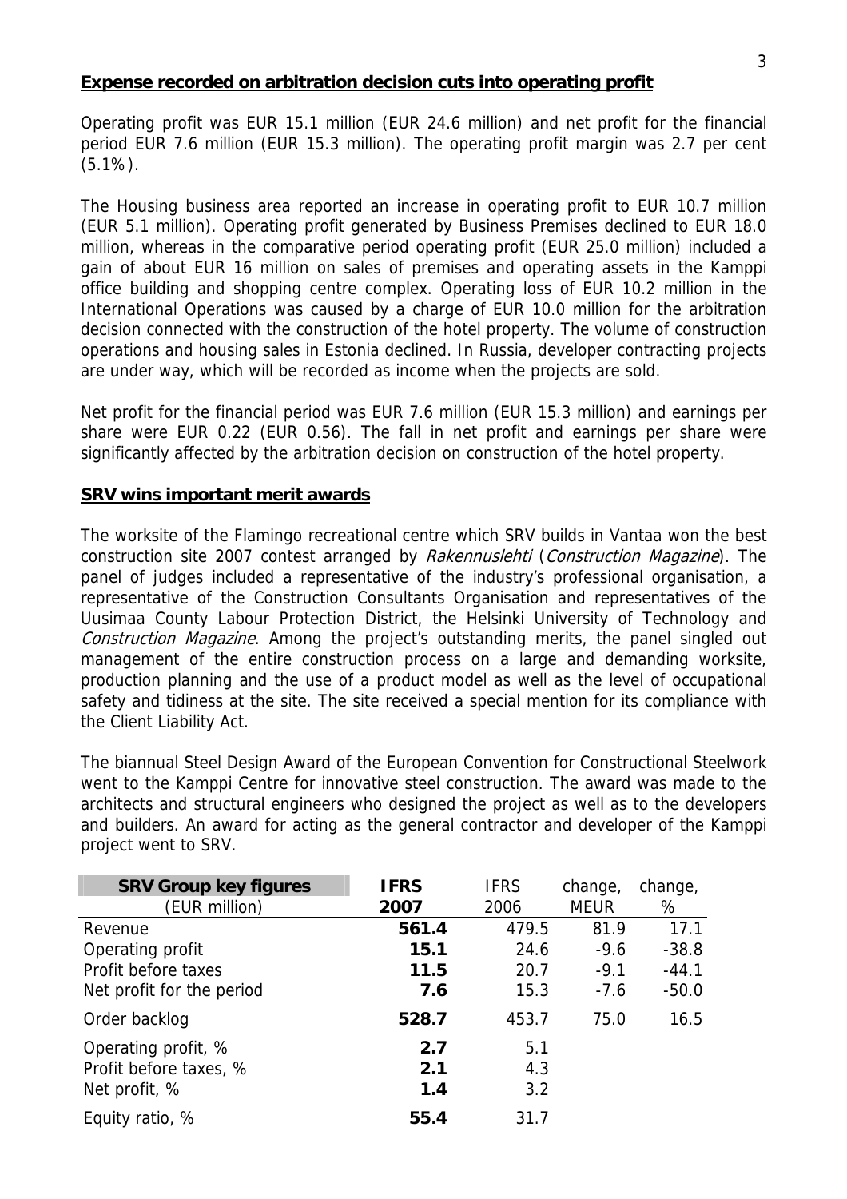## Expense recorded on arbitration decision cuts into operating profit

Operating profit was EUR 15.1 million (EUR 24.6 million) and net profit for the financial period EUR 7.6 million (EUR 15.3 million). The operating profit margin was 2.7 per cent (5.1%).

The Housing business area reported an increase in operating profit to EUR 10.7 million (EUR 5.1 million). Operating profit generated by Business Premises declined to EUR 18.0 million, whereas in the comparative period operating profit (EUR 25.0 million) included a gain of about EUR 16 million on sales of premises and operating assets in the Kamppi office building and shopping centre complex. Operating loss of EUR 10.2 million in the International Operations was caused by a charge of EUR 10.0 million for the arbitration decision connected with the construction of the hotel property. The volume of construction operations and housing sales in Estonia declined. In Russia, developer contracting projects are under way, which will be recorded as income when the projects are sold.

Net profit for the financial period was EUR 7.6 million (EUR 15.3 million) and earnings per share were EUR 0.22 (EUR 0.56). The fall in net profit and earnings per share were significantly affected by the arbitration decision on construction of the hotel property.

## SRV wins important merit awards

The worksite of the Flamingo recreational centre which SRV builds in Vantaa won the best construction site 2007 contest arranged by *Rakennuslehti* (*Construction Magazine*). The panel of judges included a representative of the industry's professional organisation, a representative of the Construction Consultants Organisation and representatives of the Uusimaa County Labour Protection District, the Helsinki University of Technology and *Construction Magazine*. Among the project's outstanding merits, the panel singled out management of the entire construction process on a large and demanding worksite, production planning and the use of a product model as well as the level of occupational safety and tidiness at the site. The site received a special mention for its compliance with the Client Liability Act.

The biannual Steel Design Award of the European Convention for Constructional Steelwork went to the Kamppi Centre for innovative steel construction. The award was made to the architects and structural engineers who designed the project as well as to the developers and builders. An award for acting as the general contractor and developer of the Kamppi project went to SRV.

| **SRV Group key figures** (EUR million) | **IFRS 2007** | IFRS 2006 | change, MEUR | change, % |
|---|---|---|---|---|
| Revenue | **561.4** | 479.5 | 81.9 | 17.1 |
| Operating profit | **15.1** | 24.6 | -9.6 | -38.8 |
| Profit before taxes | **11.5** | 20.7 | -9.1 | -44.1 |
| Net profit for the period | **7.6** | 15.3 | -7.6 | -50.0 |
| Order backlog | **528.7** | 453.7 | 75.0 | 16.5 |
| Operating profit, % | **2.7** | 5.1 | | |
| Profit before taxes, % | **2.1** | 4.3 | | |
| Net profit, % | **1.4** | 3.2 | | |
| Equity ratio, % | **55.4** | 31.7 | | |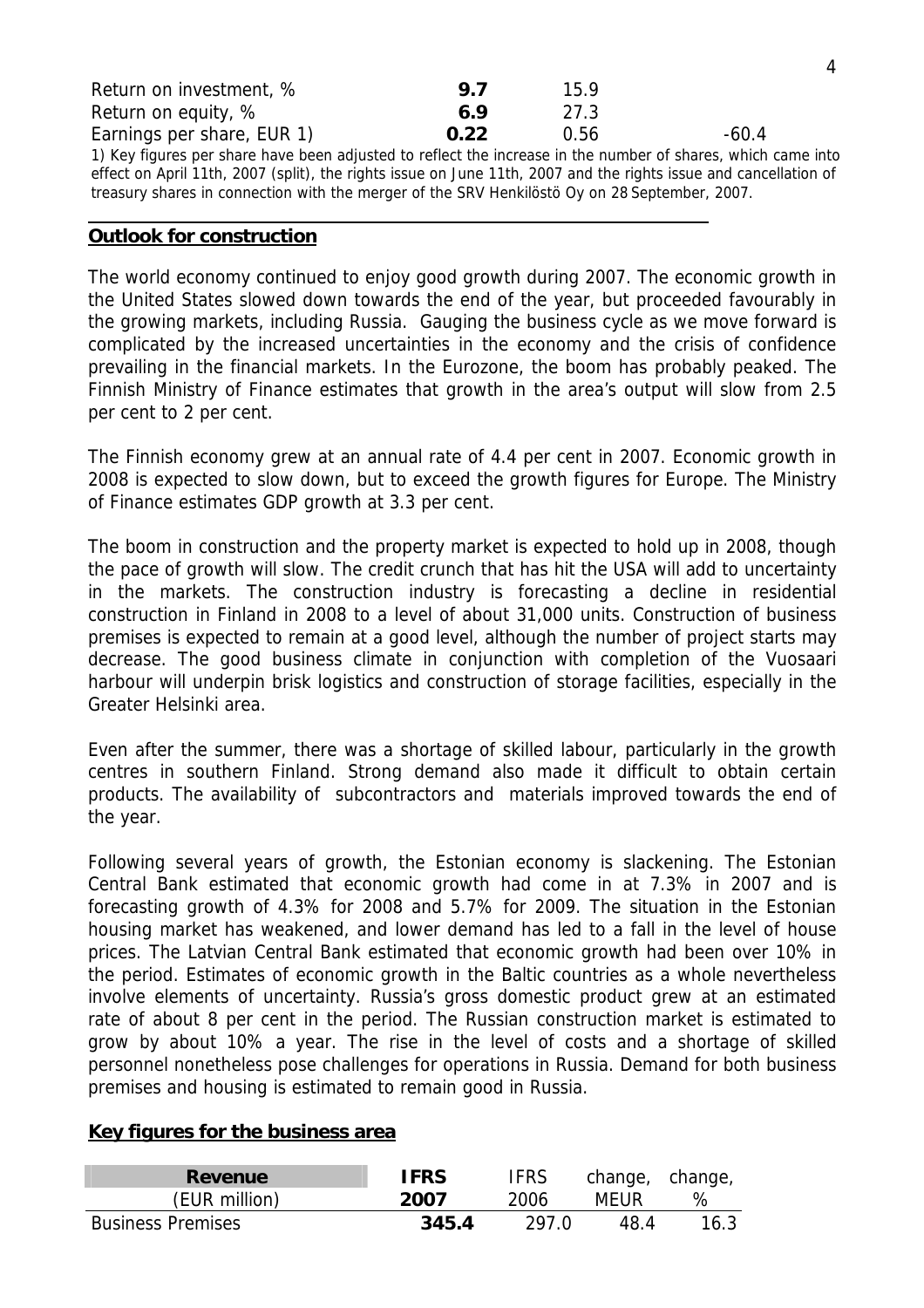| | | | |
|---|---|---|---|
| Return on investment, % | **9.7** | 15.9 | |
| Return on equity, % | **6.9** | 27.3 | |
| Earnings per share, EUR 1) | **0.22** | 0.56 | -60.4 |

1) Key figures per share have been adjusted to reflect the increase in the number of shares, which came into effect on April 11th, 2007 (split), the rights issue on June 11th, 2007 and the rights issue and cancellation of treasury shares in connection with the merger of the SRV Henkilöstö Oy on 28 September, 2007.

## Outlook for construction

The world economy continued to enjoy good growth during 2007. The economic growth in the United States slowed down towards the end of the year, but proceeded favourably in the growing markets, including Russia. Gauging the business cycle as we move forward is complicated by the increased uncertainties in the economy and the crisis of confidence prevailing in the financial markets. In the Eurozone, the boom has probably peaked. The Finnish Ministry of Finance estimates that growth in the area's output will slow from 2.5 per cent to 2 per cent.

The Finnish economy grew at an annual rate of 4.4 per cent in 2007. Economic growth in 2008 is expected to slow down, but to exceed the growth figures for Europe. The Ministry of Finance estimates GDP growth at 3.3 per cent.

The boom in construction and the property market is expected to hold up in 2008, though the pace of growth will slow. The credit crunch that has hit the USA will add to uncertainty in the markets. The construction industry is forecasting a decline in residential construction in Finland in 2008 to a level of about 31,000 units. Construction of business premises is expected to remain at a good level, although the number of project starts may decrease. The good business climate in conjunction with completion of the Vuosaari harbour will underpin brisk logistics and construction of storage facilities, especially in the Greater Helsinki area.

Even after the summer, there was a shortage of skilled labour, particularly in the growth centres in southern Finland. Strong demand also made it difficult to obtain certain products. The availability of subcontractors and materials improved towards the end of the year.

Following several years of growth, the Estonian economy is slackening. The Estonian Central Bank estimated that economic growth had come in at 7.3% in 2007 and is forecasting growth of 4.3% for 2008 and 5.7% for 2009. The situation in the Estonian housing market has weakened, and lower demand has led to a fall in the level of house prices. The Latvian Central Bank estimated that economic growth had been over 10% in the period. Estimates of economic growth in the Baltic countries as a whole nevertheless involve elements of uncertainty. Russia's gross domestic product grew at an estimated rate of about 8 per cent in the period. The Russian construction market is estimated to grow by about 10% a year. The rise in the level of costs and a shortage of skilled personnel nonetheless pose challenges for operations in Russia. Demand for both business premises and housing is estimated to remain good in Russia.

## Key figures for the business area

| **Revenue** (EUR million) | **IFRS 2007** | IFRS 2006 | change, MEUR | change, % |
|---|---|---|---|---|
| Business Premises | **345.4** | 297.0 | 48.4 | 16.3 |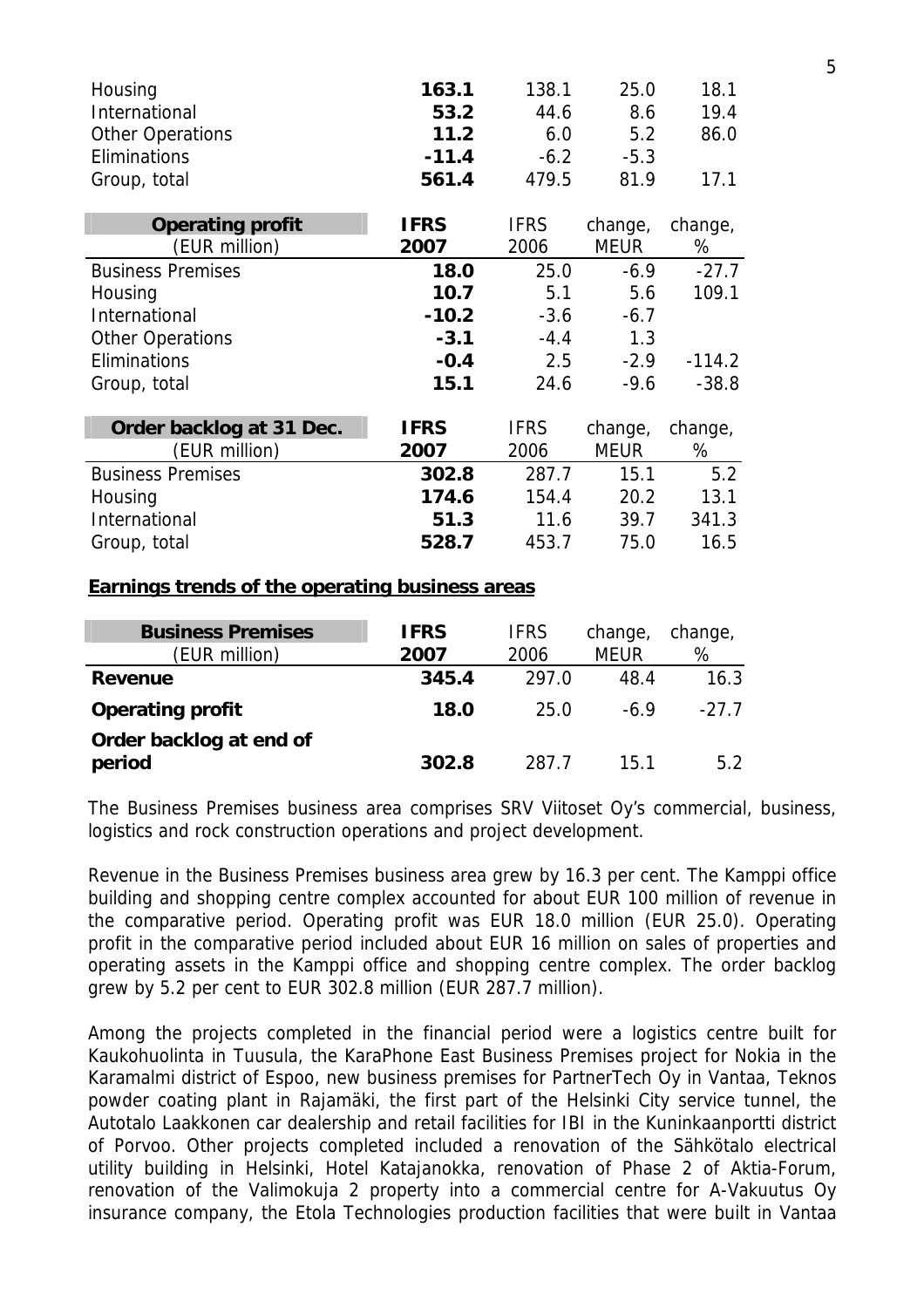| | | | | |
|---|---|---|---|---|
| Housing | **163.1** | 138.1 | 25.0 | 18.1 |
| International | **53.2** | 44.6 | 8.6 | 19.4 |
| Other Operations | **11.2** | 6.0 | 5.2 | 86.0 |
| Eliminations | **-11.4** | -6.2 | -5.3 | |
| Group, total | **561.4** | 479.5 | 81.9 | 17.1 |

| **Operating profit** (EUR million) | **IFRS 2007** | IFRS 2006 | change, MEUR | change, % |
|---|---|---|---|---|
| Business Premises | **18.0** | 25.0 | -6.9 | -27.7 |
| Housing | **10.7** | 5.1 | 5.6 | 109.1 |
| International | **-10.2** | -3.6 | -6.7 | |
| Other Operations | **-3.1** | -4.4 | 1.3 | |
| Eliminations | **-0.4** | 2.5 | -2.9 | -114.2 |
| Group, total | **15.1** | 24.6 | -9.6 | -38.8 |

| **Order backlog at 31 Dec.** (EUR million) | **IFRS 2007** | IFRS 2006 | change, MEUR | change, % |
|---|---|---|---|---|
| Business Premises | **302.8** | 287.7 | 15.1 | 5.2 |
| Housing | **174.6** | 154.4 | 20.2 | 13.1 |
| International | **51.3** | 11.6 | 39.7 | 341.3 |
| Group, total | **528.7** | 453.7 | 75.0 | 16.5 |

## Earnings trends of the operating business areas

| **Business Premises** (EUR million) | **IFRS 2007** | IFRS 2006 | change, MEUR | change, % |
|---|---|---|---|---|
| **Revenue** | **345.4** | 297.0 | 48.4 | 16.3 |
| **Operating profit** | **18.0** | 25.0 | -6.9 | -27.7 |
| **Order backlog at end of period** | **302.8** | 287.7 | 15.1 | 5.2 |

The Business Premises business area comprises SRV Viitoset Oy's commercial, business, logistics and rock construction operations and project development.

Revenue in the Business Premises business area grew by 16.3 per cent. The Kamppi office building and shopping centre complex accounted for about EUR 100 million of revenue in the comparative period. Operating profit was EUR 18.0 million (EUR 25.0). Operating profit in the comparative period included about EUR 16 million on sales of properties and operating assets in the Kamppi office and shopping centre complex. The order backlog grew by 5.2 per cent to EUR 302.8 million (EUR 287.7 million).

Among the projects completed in the financial period were a logistics centre built for Kaukohuolinta in Tuusula, the KaraPhone East Business Premises project for Nokia in the Karamalmi district of Espoo, new business premises for PartnerTech Oy in Vantaa, Teknos powder coating plant in Rajamäki, the first part of the Helsinki City service tunnel, the Autotalo Laakkonen car dealership and retail facilities for IBI in the Kuninkaanportti district of Porvoo. Other projects completed included a renovation of the Sähkötalo electrical utility building in Helsinki, Hotel Katajanokka, renovation of Phase 2 of Aktia-Forum, renovation of the Valimokuja 2 property into a commercial centre for A-Vakuutus Oy insurance company, the Etola Technologies production facilities that were built in Vantaa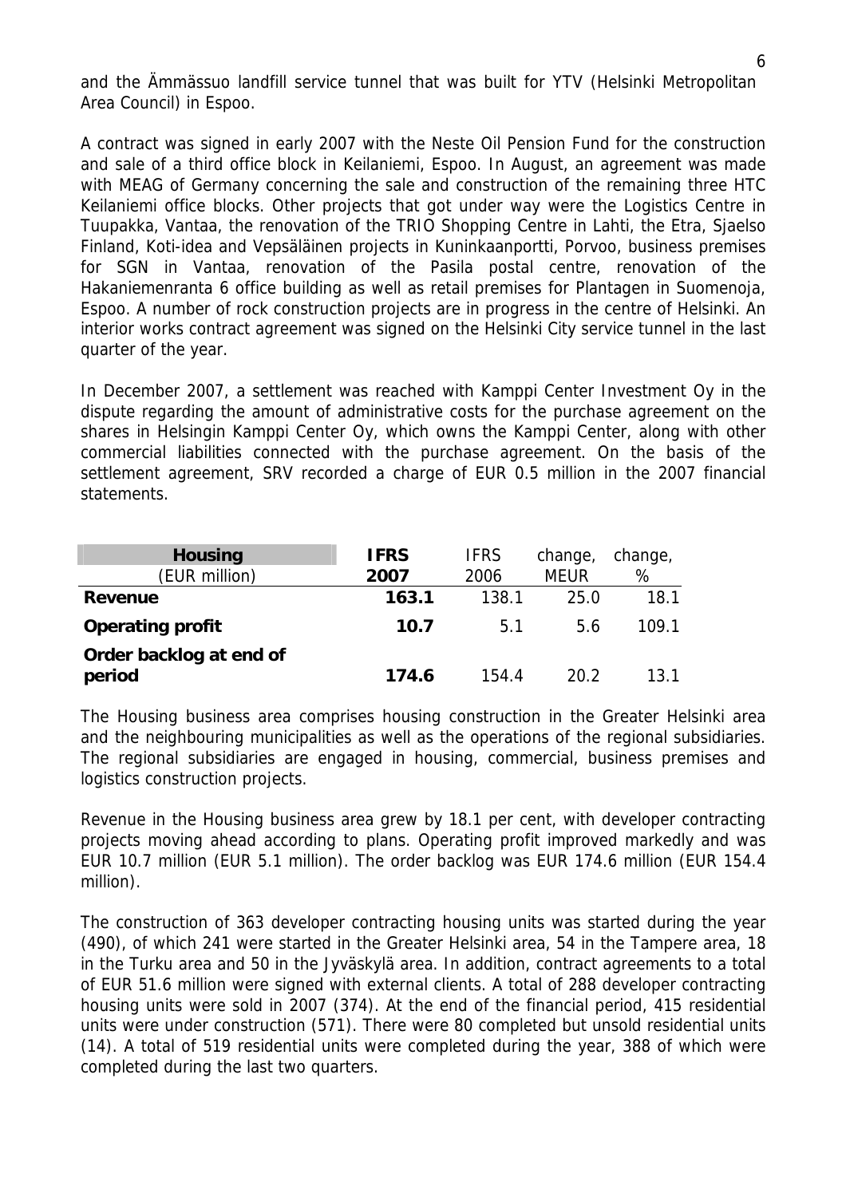and the Ämmässuo landfill service tunnel that was built for YTV (Helsinki Metropolitan Area Council) in Espoo.

A contract was signed in early 2007 with the Neste Oil Pension Fund for the construction and sale of a third office block in Keilaniemi, Espoo. In August, an agreement was made with MEAG of Germany concerning the sale and construction of the remaining three HTC Keilaniemi office blocks. Other projects that got under way were the Logistics Centre in Tuupakka, Vantaa, the renovation of the TRIO Shopping Centre in Lahti, the Etra, Sjaelso Finland, Koti-idea and Vepsäläinen projects in Kuninkaanportti, Porvoo, business premises for SGN in Vantaa, renovation of the Pasila postal centre, renovation of the Hakaniemenranta 6 office building as well as retail premises for Plantagen in Suomenoja, Espoo. A number of rock construction projects are in progress in the centre of Helsinki. An interior works contract agreement was signed on the Helsinki City service tunnel in the last quarter of the year.

In December 2007, a settlement was reached with Kamppi Center Investment Oy in the dispute regarding the amount of administrative costs for the purchase agreement on the shares in Helsingin Kamppi Center Oy, which owns the Kamppi Center, along with other commercial liabilities connected with the purchase agreement. On the basis of the settlement agreement, SRV recorded a charge of EUR 0.5 million in the 2007 financial statements.

| **Housing** (EUR million) | **IFRS 2007** | IFRS 2006 | change, MEUR | change, % |
|---|---|---|---|---|
| **Revenue** | **163.1** | 138.1 | 25.0 | 18.1 |
| **Operating profit** | **10.7** | 5.1 | 5.6 | 109.1 |
| **Order backlog at end of period** | **174.6** | 154.4 | 20.2 | 13.1 |

The Housing business area comprises housing construction in the Greater Helsinki area and the neighbouring municipalities as well as the operations of the regional subsidiaries. The regional subsidiaries are engaged in housing, commercial, business premises and logistics construction projects.

Revenue in the Housing business area grew by 18.1 per cent, with developer contracting projects moving ahead according to plans. Operating profit improved markedly and was EUR 10.7 million (EUR 5.1 million). The order backlog was EUR 174.6 million (EUR 154.4 million).

The construction of 363 developer contracting housing units was started during the year (490), of which 241 were started in the Greater Helsinki area, 54 in the Tampere area, 18 in the Turku area and 50 in the Jyväskylä area. In addition, contract agreements to a total of EUR 51.6 million were signed with external clients. A total of 288 developer contracting housing units were sold in 2007 (374). At the end of the financial period, 415 residential units were under construction (571). There were 80 completed but unsold residential units (14). A total of 519 residential units were completed during the year, 388 of which were completed during the last two quarters.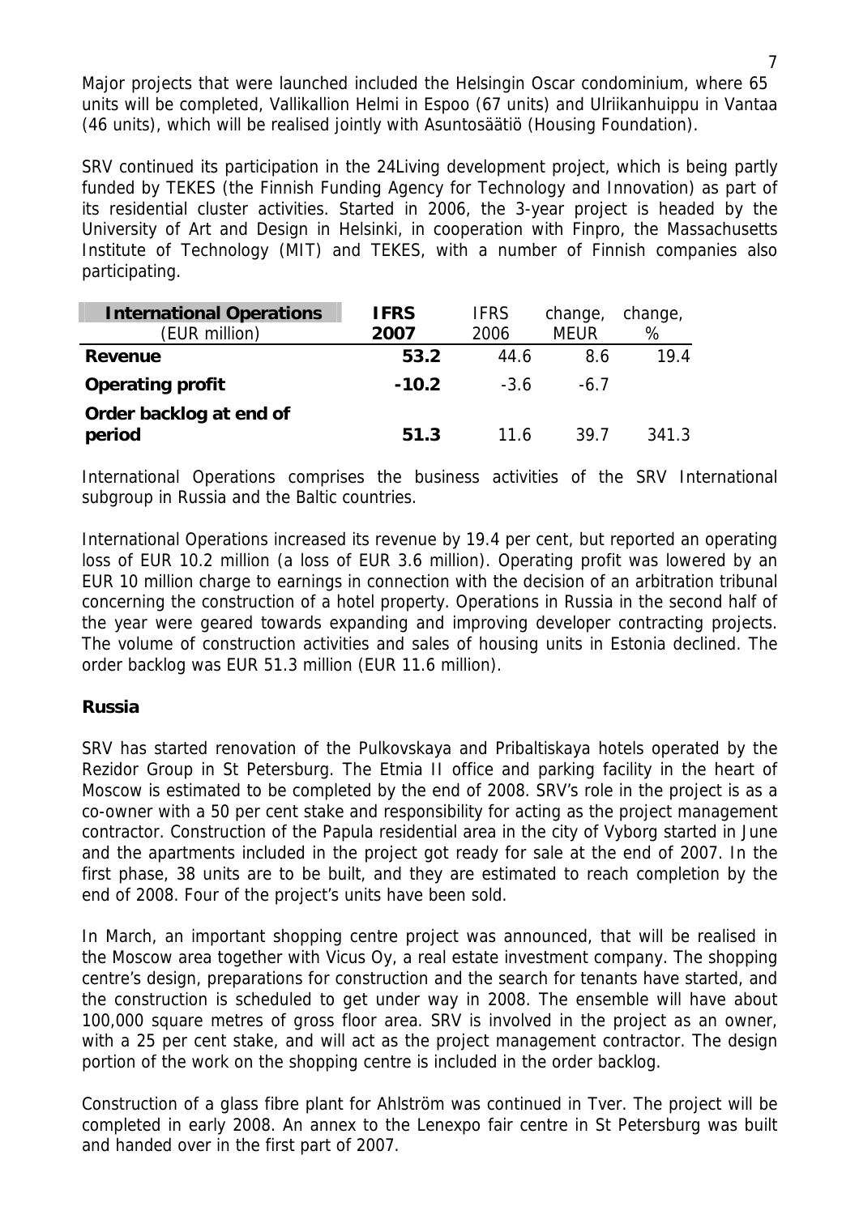Major projects that were launched included the Helsingin Oscar condominium, where 65 units will be completed, Vallikallion Helmi in Espoo (67 units) and Ulriikanhuippu in Vantaa (46 units), which will be realised jointly with Asuntosäätiö (Housing Foundation).

SRV continued its participation in the 24Living development project, which is being partly funded by TEKES (the Finnish Funding Agency for Technology and Innovation) as part of its residential cluster activities. Started in 2006, the 3-year project is headed by the University of Art and Design in Helsinki, in cooperation with Finpro, the Massachusetts Institute of Technology (MIT) and TEKES, with a number of Finnish companies also participating.

| **International Operations** (EUR million) | **IFRS 2007** | IFRS 2006 | change, MEUR | change, % |
|---|---|---|---|---|
| **Revenue** | **53.2** | 44.6 | 8.6 | 19.4 |
| **Operating profit** | **-10.2** | -3.6 | -6.7 | |
| **Order backlog at end of period** | **51.3** | 11.6 | 39.7 | 341.3 |

International Operations comprises the business activities of the SRV International subgroup in Russia and the Baltic countries.

International Operations increased its revenue by 19.4 per cent, but reported an operating loss of EUR 10.2 million (a loss of EUR 3.6 million). Operating profit was lowered by an EUR 10 million charge to earnings in connection with the decision of an arbitration tribunal concerning the construction of a hotel property. Operations in Russia in the second half of the year were geared towards expanding and improving developer contracting projects. The volume of construction activities and sales of housing units in Estonia declined. The order backlog was EUR 51.3 million (EUR 11.6 million).

**Russia**

SRV has started renovation of the Pulkovskaya and Pribaltiskaya hotels operated by the Rezidor Group in St Petersburg. The Etmia II office and parking facility in the heart of Moscow is estimated to be completed by the end of 2008. SRV's role in the project is as a co-owner with a 50 per cent stake and responsibility for acting as the project management contractor. Construction of the Papula residential area in the city of Vyborg started in June and the apartments included in the project got ready for sale at the end of 2007. In the first phase, 38 units are to be built, and they are estimated to reach completion by the end of 2008. Four of the project's units have been sold.

In March, an important shopping centre project was announced, that will be realised in the Moscow area together with Vicus Oy, a real estate investment company. The shopping centre's design, preparations for construction and the search for tenants have started, and the construction is scheduled to get under way in 2008. The ensemble will have about 100,000 square metres of gross floor area. SRV is involved in the project as an owner, with a 25 per cent stake, and will act as the project management contractor. The design portion of the work on the shopping centre is included in the order backlog.

Construction of a glass fibre plant for Ahlström was continued in Tver. The project will be completed in early 2008. An annex to the Lenexpo fair centre in St Petersburg was built and handed over in the first part of 2007.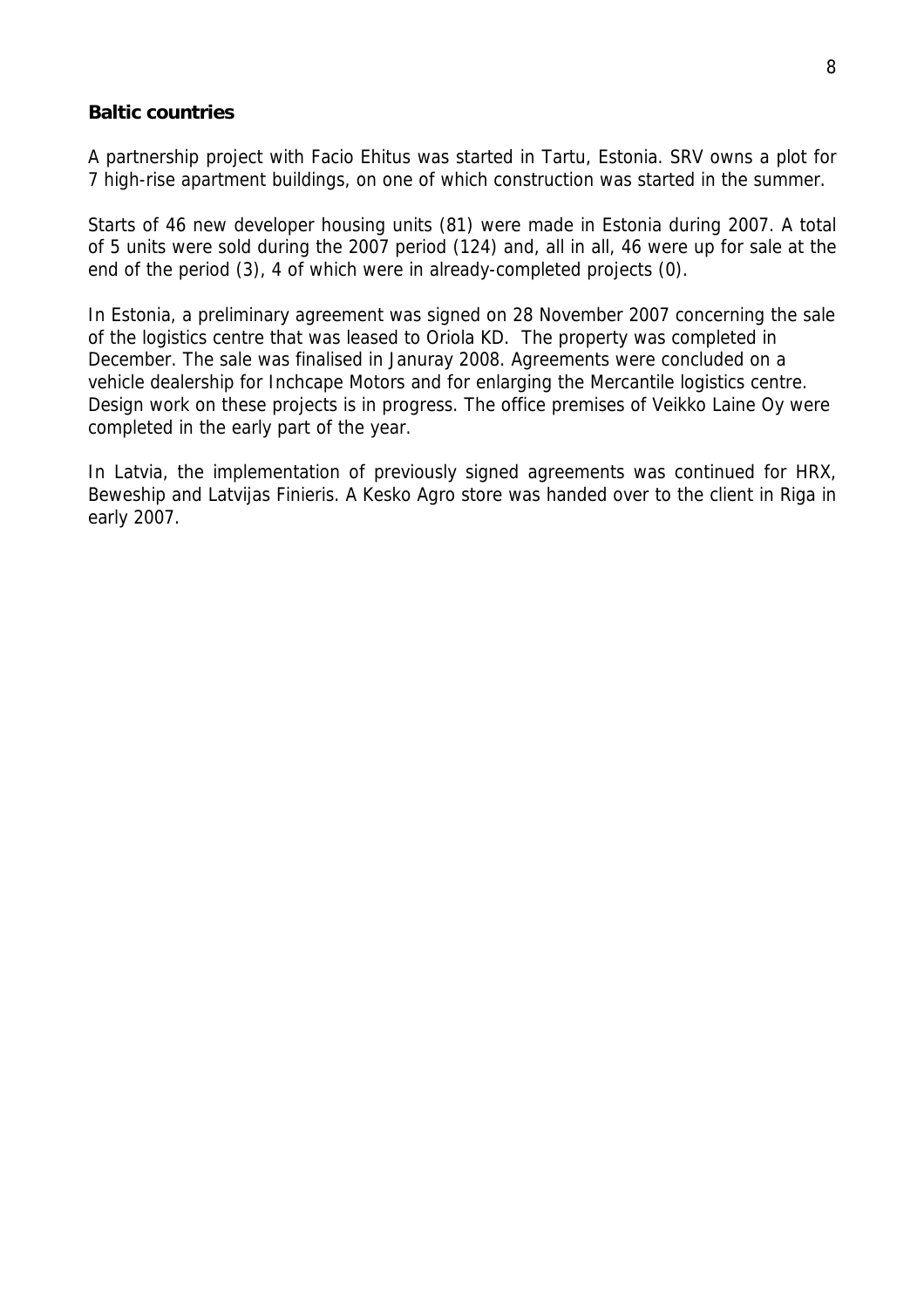## Baltic countries

A partnership project with Facio Ehitus was started in Tartu, Estonia. SRV owns a plot for 7 high-rise apartment buildings, on one of which construction was started in the summer.

Starts of 46 new developer housing units (81) were made in Estonia during 2007. A total of 5 units were sold during the 2007 period (124) and, all in all, 46 were up for sale at the end of the period (3), 4 of which were in already-completed projects (0).

In Estonia, a preliminary agreement was signed on 28 November 2007 concerning the sale of the logistics centre that was leased to Oriola KD. The property was completed in December. The sale was finalised in Januray 2008. Agreements were concluded on a vehicle dealership for Inchcape Motors and for enlarging the Mercantile logistics centre. Design work on these projects is in progress. The office premises of Veikko Laine Oy were completed in the early part of the year.

In Latvia, the implementation of previously signed agreements was continued for HRX, Beweship and Latvijas Finieris. A Kesko Agro store was handed over to the client in Riga in early 2007.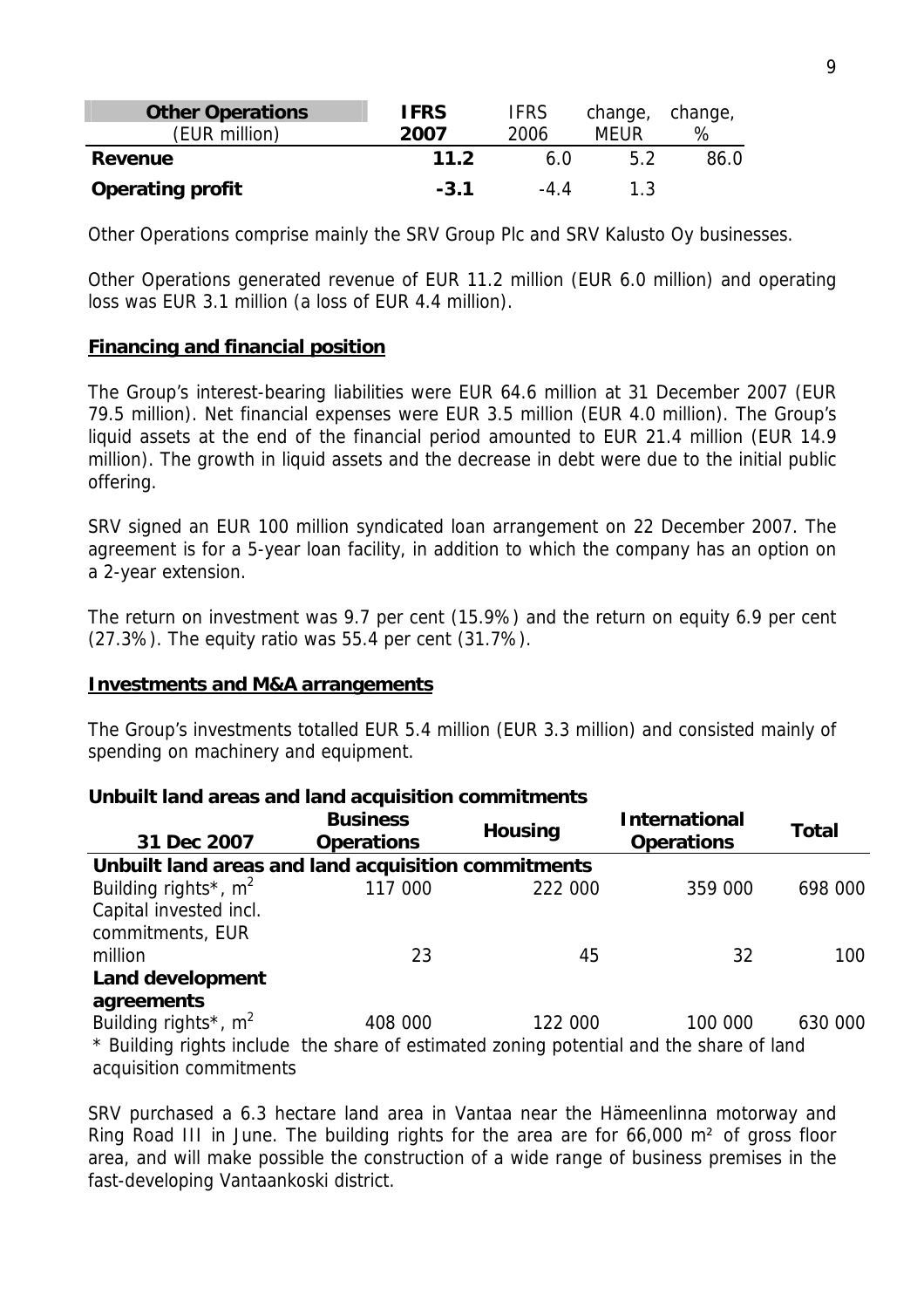| **Other Operations** (EUR million) | **IFRS 2007** | IFRS 2006 | change, MEUR | change, % |
|---|---|---|---|---|
| **Revenue** | **11.2** | 6.0 | 5.2 | 86.0 |
| **Operating profit** | **-3.1** | -4.4 | 1.3 | |

Other Operations comprise mainly the SRV Group Plc and SRV Kalusto Oy businesses.

Other Operations generated revenue of EUR 11.2 million (EUR 6.0 million) and operating loss was EUR 3.1 million (a loss of EUR 4.4 million).

## Financing and financial position

The Group's interest-bearing liabilities were EUR 64.6 million at 31 December 2007 (EUR 79.5 million). Net financial expenses were EUR 3.5 million (EUR 4.0 million). The Group's liquid assets at the end of the financial period amounted to EUR 21.4 million (EUR 14.9 million). The growth in liquid assets and the decrease in debt were due to the initial public offering.

SRV signed an EUR 100 million syndicated loan arrangement on 22 December 2007. The agreement is for a 5-year loan facility, in addition to which the company has an option on a 2-year extension.

The return on investment was 9.7 per cent (15.9%) and the return on equity 6.9 per cent (27.3%). The equity ratio was 55.4 per cent (31.7%).

## Investments and M&A arrangements

The Group's investments totalled EUR 5.4 million (EUR 3.3 million) and consisted mainly of spending on machinery and equipment.

**Unbuilt land areas and land acquisition commitments**

| **31 Dec 2007** | **Business Operations** | **Housing** | **International Operations** | **Total** |
|---|---|---|---|---|
| **Unbuilt land areas and land acquisition commitments** | | | | |
| Building rights*, $m^2$ | 117 000 | 222 000 | 359 000 | 698 000 |
| Capital invested incl. commitments, EUR million | 23 | 45 | 32 | 100 |
| **Land development agreements** | | | | |
| Building rights*, $m^2$ | 408 000 | 122 000 | 100 000 | 630 000 |

\* Building rights include the share of estimated zoning potential and the share of land acquisition commitments

SRV purchased a 6.3 hectare land area in Vantaa near the Hämeenlinna motorway and Ring Road III in June. The building rights for the area are for 66,000 $m^2$ of gross floor area, and will make possible the construction of a wide range of business premises in the fast-developing Vantaankoski district.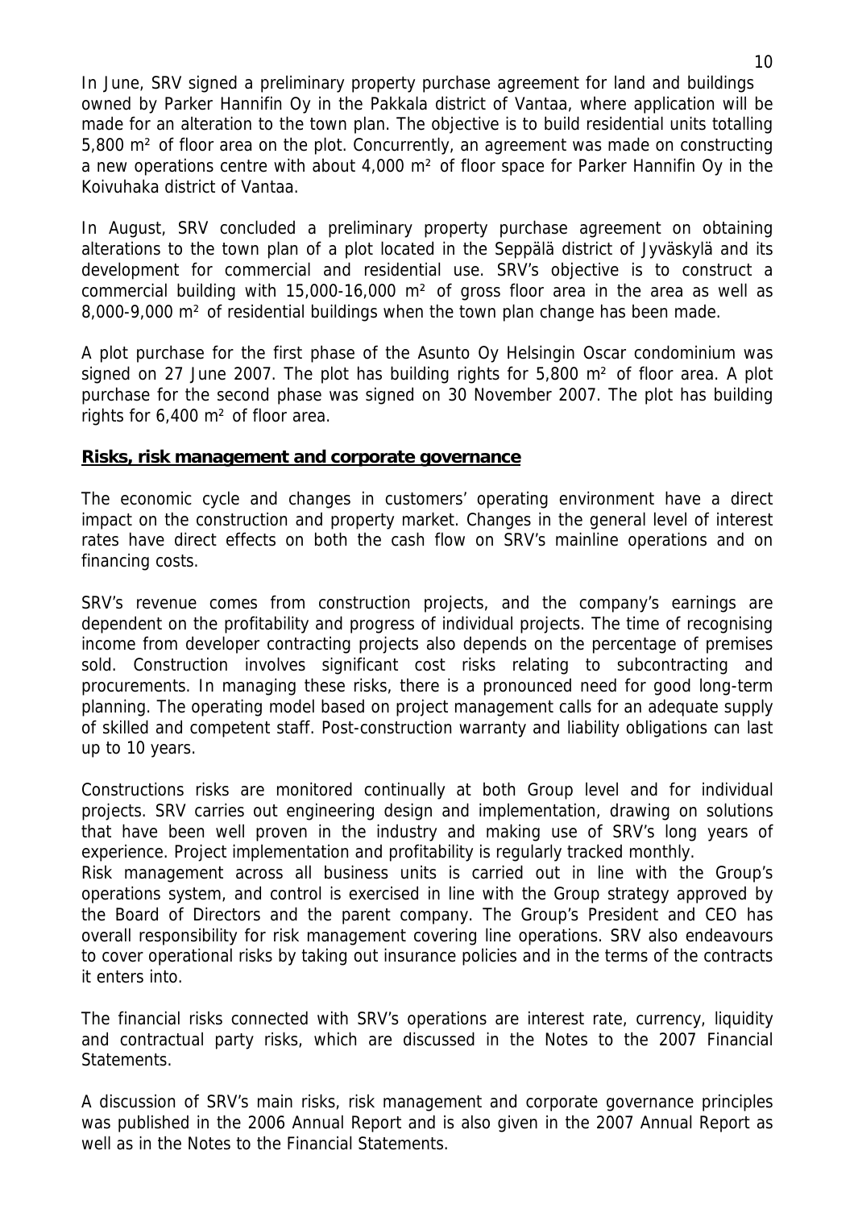In June, SRV signed a preliminary property purchase agreement for land and buildings owned by Parker Hannifin Oy in the Pakkala district of Vantaa, where application will be made for an alteration to the town plan. The objective is to build residential units totalling 5,800 m² of floor area on the plot. Concurrently, an agreement was made on constructing a new operations centre with about 4,000 m² of floor space for Parker Hannifin Oy in the Koivuhaka district of Vantaa.

In August, SRV concluded a preliminary property purchase agreement on obtaining alterations to the town plan of a plot located in the Seppälä district of Jyväskylä and its development for commercial and residential use. SRV's objective is to construct a commercial building with 15,000-16,000 m² of gross floor area in the area as well as 8,000-9,000 m² of residential buildings when the town plan change has been made.

A plot purchase for the first phase of the Asunto Oy Helsingin Oscar condominium was signed on 27 June 2007. The plot has building rights for 5,800 m² of floor area. A plot purchase for the second phase was signed on 30 November 2007. The plot has building rights for 6,400 m² of floor area.

## Risks, risk management and corporate governance

The economic cycle and changes in customers' operating environment have a direct impact on the construction and property market. Changes in the general level of interest rates have direct effects on both the cash flow on SRV's mainline operations and on financing costs.

SRV's revenue comes from construction projects, and the company's earnings are dependent on the profitability and progress of individual projects. The time of recognising income from developer contracting projects also depends on the percentage of premises sold. Construction involves significant cost risks relating to subcontracting and procurements. In managing these risks, there is a pronounced need for good long-term planning. The operating model based on project management calls for an adequate supply of skilled and competent staff. Post-construction warranty and liability obligations can last up to 10 years.

Constructions risks are monitored continually at both Group level and for individual projects. SRV carries out engineering design and implementation, drawing on solutions that have been well proven in the industry and making use of SRV's long years of experience. Project implementation and profitability is regularly tracked monthly.
Risk management across all business units is carried out in line with the Group's operations system, and control is exercised in line with the Group strategy approved by the Board of Directors and the parent company. The Group's President and CEO has overall responsibility for risk management covering line operations. SRV also endeavours to cover operational risks by taking out insurance policies and in the terms of the contracts it enters into.

The financial risks connected with SRV's operations are interest rate, currency, liquidity and contractual party risks, which are discussed in the Notes to the 2007 Financial Statements.

A discussion of SRV's main risks, risk management and corporate governance principles was published in the 2006 Annual Report and is also given in the 2007 Annual Report as well as in the Notes to the Financial Statements.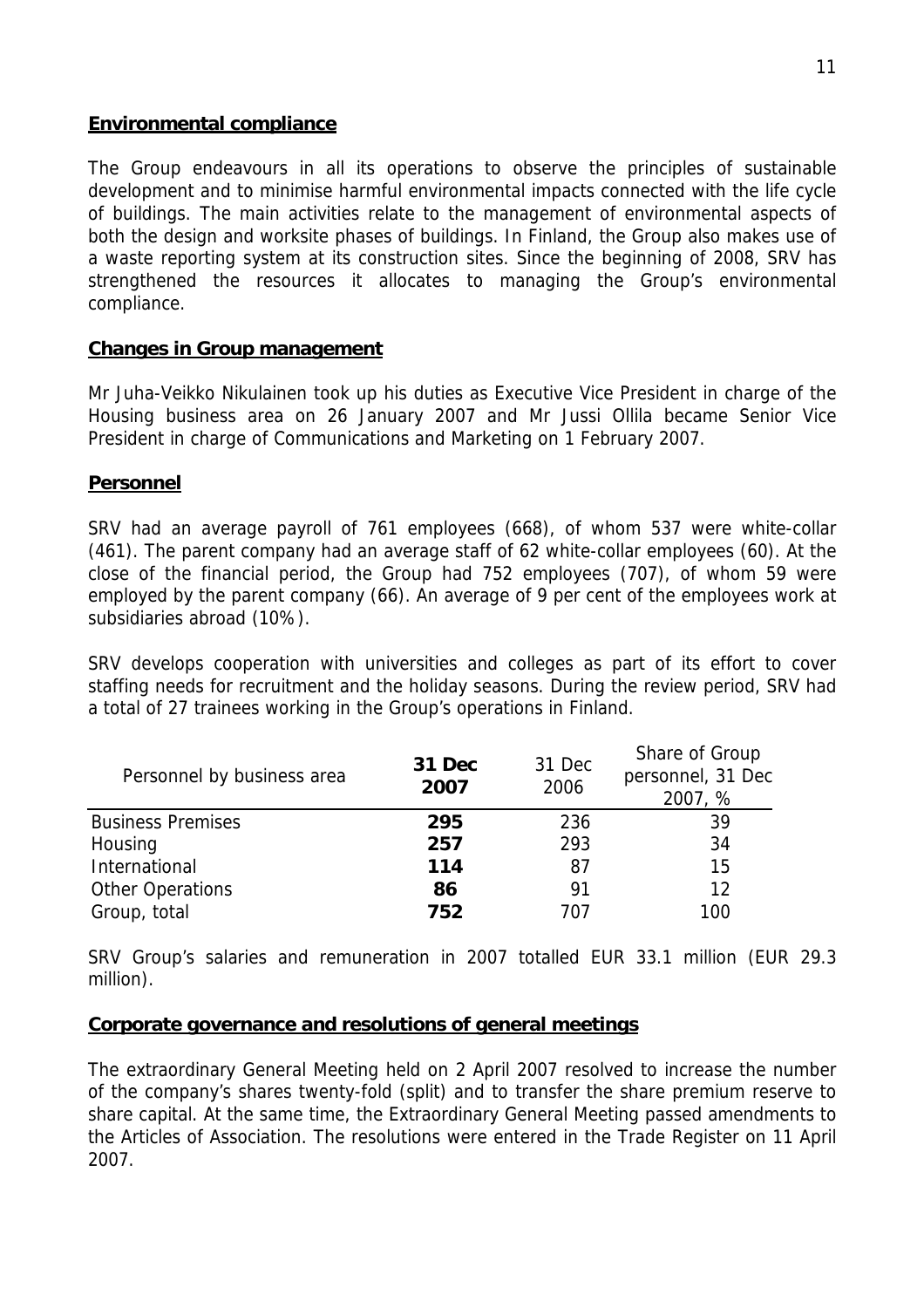## Environmental compliance

The Group endeavours in all its operations to observe the principles of sustainable development and to minimise harmful environmental impacts connected with the life cycle of buildings. The main activities relate to the management of environmental aspects of both the design and worksite phases of buildings. In Finland, the Group also makes use of a waste reporting system at its construction sites. Since the beginning of 2008, SRV has strengthened the resources it allocates to managing the Group's environmental compliance.

## Changes in Group management

Mr Juha-Veikko Nikulainen took up his duties as Executive Vice President in charge of the Housing business area on 26 January 2007 and Mr Jussi Ollila became Senior Vice President in charge of Communications and Marketing on 1 February 2007.

## Personnel

SRV had an average payroll of 761 employees (668), of whom 537 were white-collar (461). The parent company had an average staff of 62 white-collar employees (60). At the close of the financial period, the Group had 752 employees (707), of whom 59 were employed by the parent company (66). An average of 9 per cent of the employees work at subsidiaries abroad (10%).

SRV develops cooperation with universities and colleges as part of its effort to cover staffing needs for recruitment and the holiday seasons. During the review period, SRV had a total of 27 trainees working in the Group's operations in Finland.

| Personnel by business area | **31 Dec 2007** | 31 Dec 2006 | Share of Group personnel, 31 Dec 2007, % |
|---|---|---|---|
| Business Premises | **295** | 236 | 39 |
| Housing | **257** | 293 | 34 |
| International | **114** | 87 | 15 |
| Other Operations | **86** | 91 | 12 |
| Group, total | **752** | 707 | 100 |

SRV Group's salaries and remuneration in 2007 totalled EUR 33.1 million (EUR 29.3 million).

## Corporate governance and resolutions of general meetings

The extraordinary General Meeting held on 2 April 2007 resolved to increase the number of the company's shares twenty-fold (split) and to transfer the share premium reserve to share capital. At the same time, the Extraordinary General Meeting passed amendments to the Articles of Association. The resolutions were entered in the Trade Register on 11 April 2007.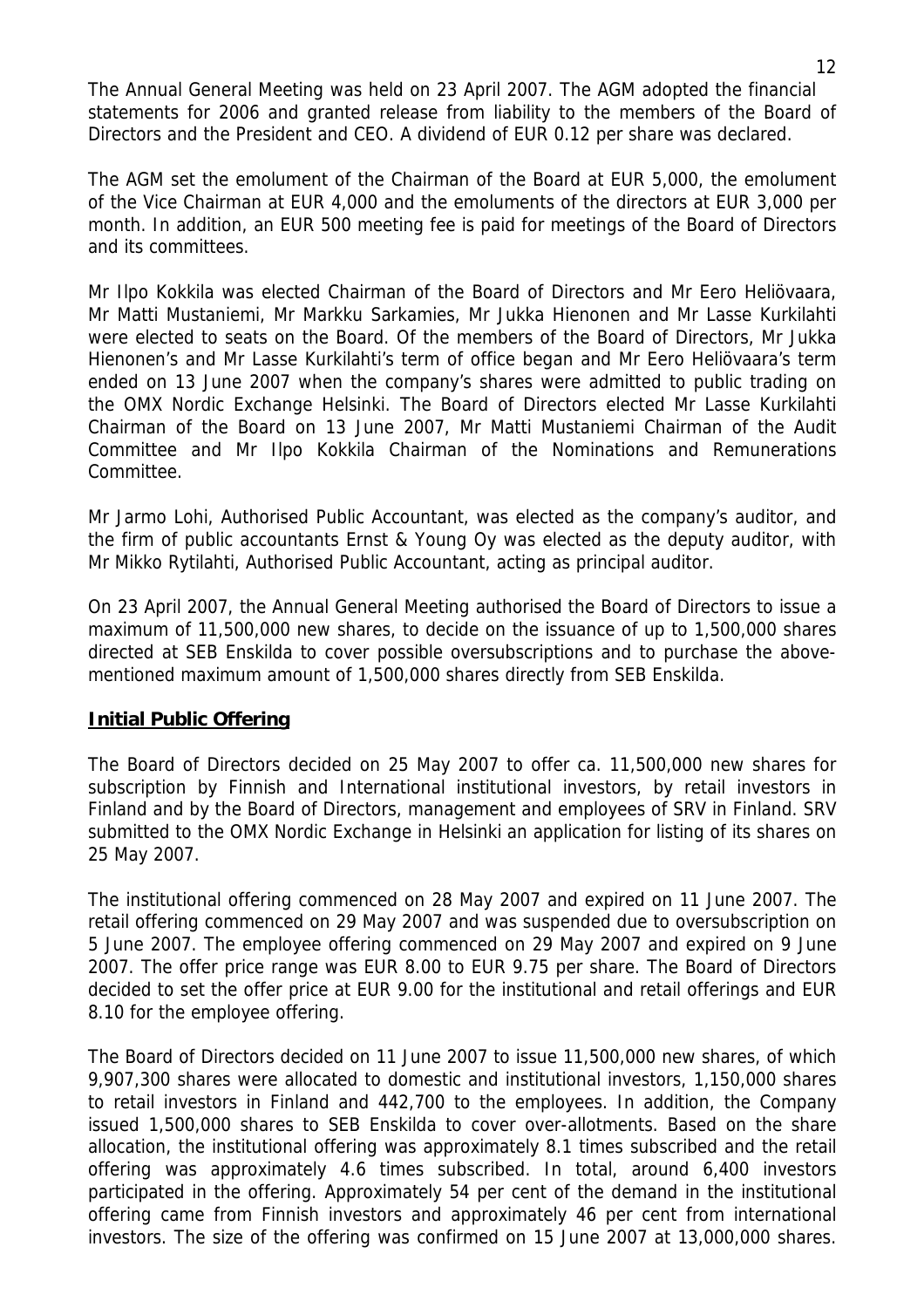The Annual General Meeting was held on 23 April 2007. The AGM adopted the financial statements for 2006 and granted release from liability to the members of the Board of Directors and the President and CEO. A dividend of EUR 0.12 per share was declared.

The AGM set the emolument of the Chairman of the Board at EUR 5,000, the emolument of the Vice Chairman at EUR 4,000 and the emoluments of the directors at EUR 3,000 per month. In addition, an EUR 500 meeting fee is paid for meetings of the Board of Directors and its committees.

Mr Ilpo Kokkila was elected Chairman of the Board of Directors and Mr Eero Heliövaara, Mr Matti Mustaniemi, Mr Markku Sarkamies, Mr Jukka Hienonen and Mr Lasse Kurkilahti were elected to seats on the Board. Of the members of the Board of Directors, Mr Jukka Hienonen's and Mr Lasse Kurkilahti's term of office began and Mr Eero Heliövaara's term ended on 13 June 2007 when the company's shares were admitted to public trading on the OMX Nordic Exchange Helsinki. The Board of Directors elected Mr Lasse Kurkilahti Chairman of the Board on 13 June 2007, Mr Matti Mustaniemi Chairman of the Audit Committee and Mr Ilpo Kokkila Chairman of the Nominations and Remunerations Committee.

Mr Jarmo Lohi, Authorised Public Accountant, was elected as the company's auditor, and the firm of public accountants Ernst & Young Oy was elected as the deputy auditor, with Mr Mikko Rytilahti, Authorised Public Accountant, acting as principal auditor.

On 23 April 2007, the Annual General Meeting authorised the Board of Directors to issue a maximum of 11,500,000 new shares, to decide on the issuance of up to 1,500,000 shares directed at SEB Enskilda to cover possible oversubscriptions and to purchase the above-mentioned maximum amount of 1,500,000 shares directly from SEB Enskilda.

## Initial Public Offering

The Board of Directors decided on 25 May 2007 to offer ca. 11,500,000 new shares for subscription by Finnish and International institutional investors, by retail investors in Finland and by the Board of Directors, management and employees of SRV in Finland. SRV submitted to the OMX Nordic Exchange in Helsinki an application for listing of its shares on 25 May 2007.

The institutional offering commenced on 28 May 2007 and expired on 11 June 2007. The retail offering commenced on 29 May 2007 and was suspended due to oversubscription on 5 June 2007. The employee offering commenced on 29 May 2007 and expired on 9 June 2007. The offer price range was EUR 8.00 to EUR 9.75 per share. The Board of Directors decided to set the offer price at EUR 9.00 for the institutional and retail offerings and EUR 8.10 for the employee offering.

The Board of Directors decided on 11 June 2007 to issue 11,500,000 new shares, of which 9,907,300 shares were allocated to domestic and institutional investors, 1,150,000 shares to retail investors in Finland and 442,700 to the employees. In addition, the Company issued 1,500,000 shares to SEB Enskilda to cover over-allotments. Based on the share allocation, the institutional offering was approximately 8.1 times subscribed and the retail offering was approximately 4.6 times subscribed. In total, around 6,400 investors participated in the offering. Approximately 54 per cent of the demand in the institutional offering came from Finnish investors and approximately 46 per cent from international investors. The size of the offering was confirmed on 15 June 2007 at 13,000,000 shares.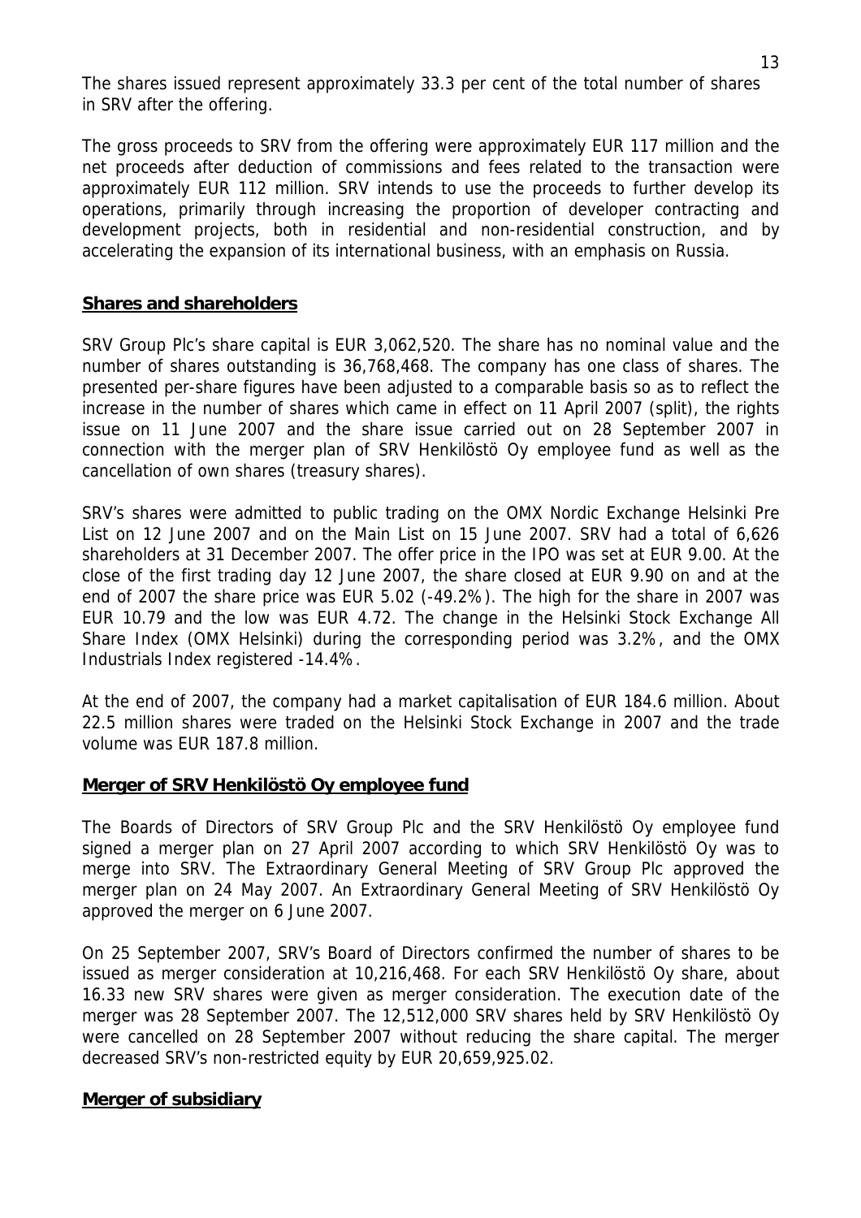The shares issued represent approximately 33.3 per cent of the total number of shares in SRV after the offering.

The gross proceeds to SRV from the offering were approximately EUR 117 million and the net proceeds after deduction of commissions and fees related to the transaction were approximately EUR 112 million. SRV intends to use the proceeds to further develop its operations, primarily through increasing the proportion of developer contracting and development projects, both in residential and non-residential construction, and by accelerating the expansion of its international business, with an emphasis on Russia.

## Shares and shareholders

SRV Group Plc's share capital is EUR 3,062,520. The share has no nominal value and the number of shares outstanding is 36,768,468. The company has one class of shares. The presented per-share figures have been adjusted to a comparable basis so as to reflect the increase in the number of shares which came in effect on 11 April 2007 (split), the rights issue on 11 June 2007 and the share issue carried out on 28 September 2007 in connection with the merger plan of SRV Henkilöstö Oy employee fund as well as the cancellation of own shares (treasury shares).

SRV's shares were admitted to public trading on the OMX Nordic Exchange Helsinki Pre List on 12 June 2007 and on the Main List on 15 June 2007. SRV had a total of 6,626 shareholders at 31 December 2007. The offer price in the IPO was set at EUR 9.00. At the close of the first trading day 12 June 2007, the share closed at EUR 9.90 on and at the end of 2007 the share price was EUR 5.02 (-49.2%). The high for the share in 2007 was EUR 10.79 and the low was EUR 4.72. The change in the Helsinki Stock Exchange All Share Index (OMX Helsinki) during the corresponding period was 3.2%, and the OMX Industrials Index registered -14.4%.

At the end of 2007, the company had a market capitalisation of EUR 184.6 million. About 22.5 million shares were traded on the Helsinki Stock Exchange in 2007 and the trade volume was EUR 187.8 million.

## Merger of SRV Henkilöstö Oy employee fund

The Boards of Directors of SRV Group Plc and the SRV Henkilöstö Oy employee fund signed a merger plan on 27 April 2007 according to which SRV Henkilöstö Oy was to merge into SRV. The Extraordinary General Meeting of SRV Group Plc approved the merger plan on 24 May 2007. An Extraordinary General Meeting of SRV Henkilöstö Oy approved the merger on 6 June 2007.

On 25 September 2007, SRV's Board of Directors confirmed the number of shares to be issued as merger consideration at 10,216,468. For each SRV Henkilöstö Oy share, about 16.33 new SRV shares were given as merger consideration. The execution date of the merger was 28 September 2007. The 12,512,000 SRV shares held by SRV Henkilöstö Oy were cancelled on 28 September 2007 without reducing the share capital. The merger decreased SRV's non-restricted equity by EUR 20,659,925.02.

## Merger of subsidiary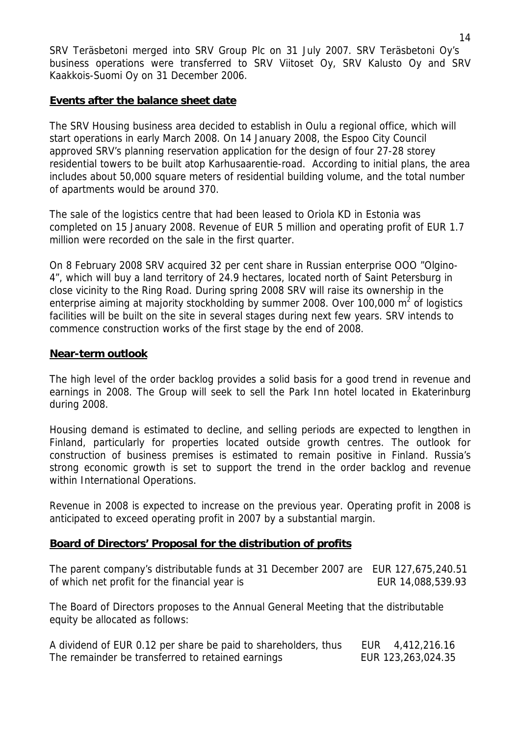SRV Teräsbetoni merged into SRV Group Plc on 31 July 2007. SRV Teräsbetoni Oy's business operations were transferred to SRV Viitoset Oy, SRV Kalusto Oy and SRV Kaakkois-Suomi Oy on 31 December 2006.

## Events after the balance sheet date

The SRV Housing business area decided to establish in Oulu a regional office, which will start operations in early March 2008. On 14 January 2008, the Espoo City Council approved SRV's planning reservation application for the design of four 27-28 storey residential towers to be built atop Karhusaarentie-road. According to initial plans, the area includes about 50,000 square meters of residential building volume, and the total number of apartments would be around 370.

The sale of the logistics centre that had been leased to Oriola KD in Estonia was completed on 15 January 2008. Revenue of EUR 5 million and operating profit of EUR 1.7 million were recorded on the sale in the first quarter.

On 8 February 2008 SRV acquired 32 per cent share in Russian enterprise OOO "Olgino-4", which will buy a land territory of 24.9 hectares, located north of Saint Petersburg in close vicinity to the Ring Road. During spring 2008 SRV will raise its ownership in the enterprise aiming at majority stockholding by summer 2008. Over 100,000 $m^2$ of logistics facilities will be built on the site in several stages during next few years. SRV intends to commence construction works of the first stage by the end of 2008.

## Near-term outlook

The high level of the order backlog provides a solid basis for a good trend in revenue and earnings in 2008. The Group will seek to sell the Park Inn hotel located in Ekaterinburg during 2008.

Housing demand is estimated to decline, and selling periods are expected to lengthen in Finland, particularly for properties located outside growth centres. The outlook for construction of business premises is estimated to remain positive in Finland. Russia's strong economic growth is set to support the trend in the order backlog and revenue within International Operations.

Revenue in 2008 is expected to increase on the previous year. Operating profit in 2008 is anticipated to exceed operating profit in 2007 by a substantial margin.

## Board of Directors' Proposal for the distribution of profits

| | |
|---|---|
| The parent company's distributable funds at 31 December 2007 are | EUR 127,675,240.51 |
| of which net profit for the financial year is | EUR 14,088,539.93 |

The Board of Directors proposes to the Annual General Meeting that the distributable equity be allocated as follows:

| | |
|---|---|
| A dividend of EUR 0.12 per share be paid to shareholders, thus | EUR 4,412,216.16 |
| The remainder be transferred to retained earnings | EUR 123,263,024.35 |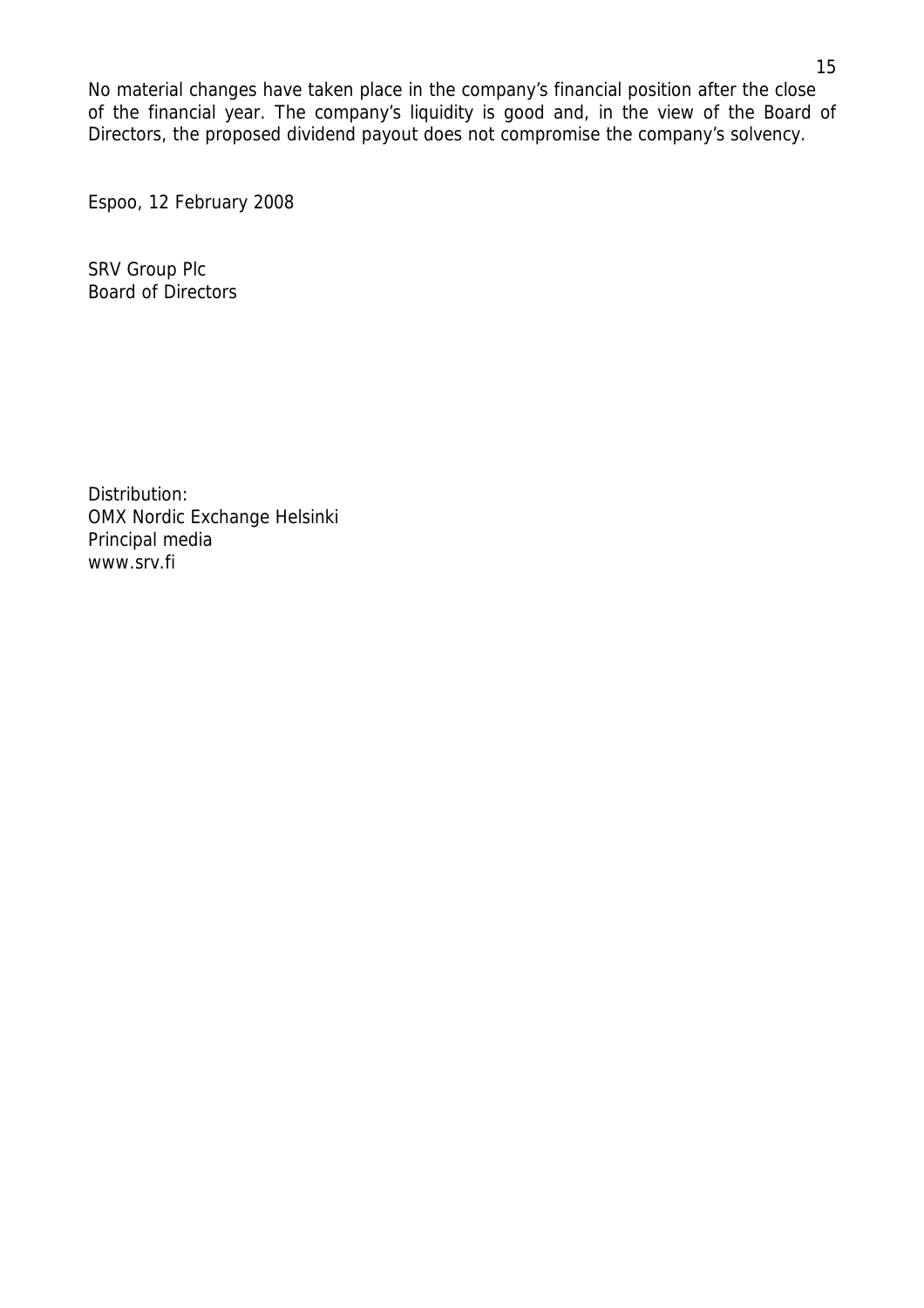No material changes have taken place in the company's financial position after the close of the financial year. The company's liquidity is good and, in the view of the Board of Directors, the proposed dividend payout does not compromise the company's solvency.

Espoo, 12 February 2008

SRV Group Plc
Board of Directors

Distribution:
OMX Nordic Exchange Helsinki
Principal media
www.srv.fi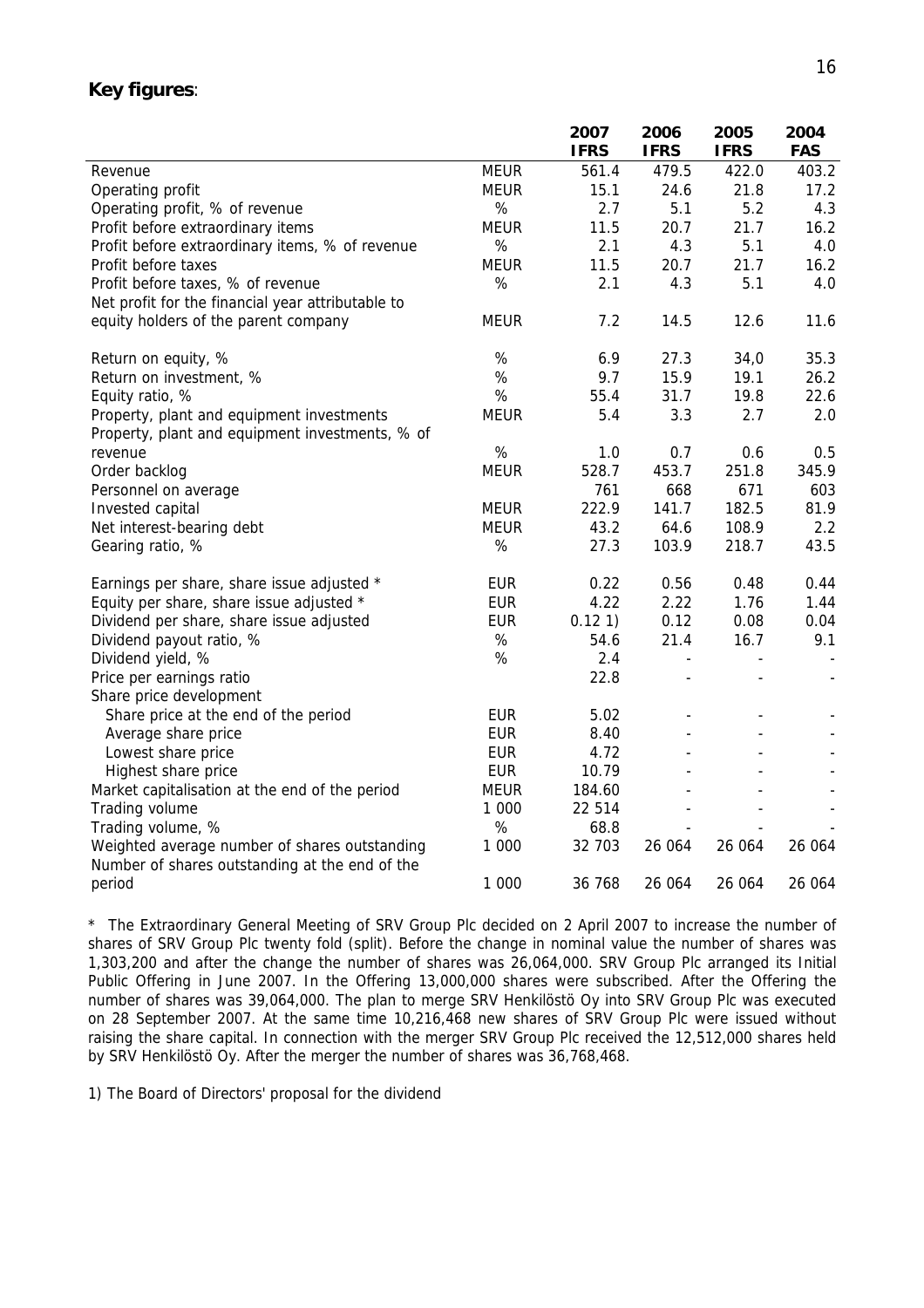**Key figures**:

| | | 2007 IFRS | 2006 IFRS | 2005 IFRS | 2004 FAS |
|---|---|---|---|---|---|
| Revenue | MEUR | 561.4 | 479.5 | 422.0 | 403.2 |
| Operating profit | MEUR | 15.1 | 24.6 | 21.8 | 17.2 |
| Operating profit, % of revenue | % | 2.7 | 5.1 | 5.2 | 4.3 |
| Profit before extraordinary items | MEUR | 11.5 | 20.7 | 21.7 | 16.2 |
| Profit before extraordinary items, % of revenue | % | 2.1 | 4.3 | 5.1 | 4.0 |
| Profit before taxes | MEUR | 11.5 | 20.7 | 21.7 | 16.2 |
| Profit before taxes, % of revenue | % | 2.1 | 4.3 | 5.1 | 4.0 |
| Net profit for the financial year attributable to equity holders of the parent company | MEUR | 7.2 | 14.5 | 12.6 | 11.6 |
| | | | | | |
| Return on equity, % | % | 6.9 | 27.3 | 34,0 | 35.3 |
| Return on investment, % | % | 9.7 | 15.9 | 19.1 | 26.2 |
| Equity ratio, % | % | 55.4 | 31.7 | 19.8 | 22.6 |
| Property, plant and equipment investments | MEUR | 5.4 | 3.3 | 2.7 | 2.0 |
| Property, plant and equipment investments, % of revenue | % | 1.0 | 0.7 | 0.6 | 0.5 |
| Order backlog | MEUR | 528.7 | 453.7 | 251.8 | 345.9 |
| Personnel on average | | 761 | 668 | 671 | 603 |
| Invested capital | MEUR | 222.9 | 141.7 | 182.5 | 81.9 |
| Net interest-bearing debt | MEUR | 43.2 | 64.6 | 108.9 | 2.2 |
| Gearing ratio, % | % | 27.3 | 103.9 | 218.7 | 43.5 |
| | | | | | |
| Earnings per share, share issue adjusted * | EUR | 0.22 | 0.56 | 0.48 | 0.44 |
| Equity per share, share issue adjusted * | EUR | 4.22 | 2.22 | 1.76 | 1.44 |
| Dividend per share, share issue adjusted | EUR | 0.12 1) | 0.12 | 0.08 | 0.04 |
| Dividend payout ratio, % | % | 54.6 | 21.4 | 16.7 | 9.1 |
| Dividend yield, % | % | 2.4 | - | - | - |
| Price per earnings ratio | | 22.8 | - | - | - |
| Share price development | | | | | |
| Share price at the end of the period | EUR | 5.02 | - | - | - |
| Average share price | EUR | 8.40 | - | - | - |
| Lowest share price | EUR | 4.72 | - | - | - |
| Highest share price | EUR | 10.79 | - | - | - |
| Market capitalisation at the end of the period | MEUR | 184.60 | - | - | - |
| Trading volume | 1 000 | 22 514 | - | - | - |
| Trading volume, % | % | 68.8 | - | - | - |
| Weighted average number of shares outstanding | 1 000 | 32 703 | 26 064 | 26 064 | 26 064 |
| Number of shares outstanding at the end of the period | 1 000 | 36 768 | 26 064 | 26 064 | 26 064 |

* The Extraordinary General Meeting of SRV Group Plc decided on 2 April 2007 to increase the number of shares of SRV Group Plc twenty fold (split). Before the change in nominal value the number of shares was 1,303,200 and after the change the number of shares was 26,064,000. SRV Group Plc arranged its Initial Public Offering in June 2007. In the Offering 13,000,000 shares were subscribed. After the Offering the number of shares was 39,064,000. The plan to merge SRV Henkilöstö Oy into SRV Group Plc was executed on 28 September 2007. At the same time 10,216,468 new shares of SRV Group Plc were issued without raising the share capital. In connection with the merger SRV Group Plc received the 12,512,000 shares held by SRV Henkilöstö Oy. After the merger the number of shares was 36,768,468.

1) The Board of Directors' proposal for the dividend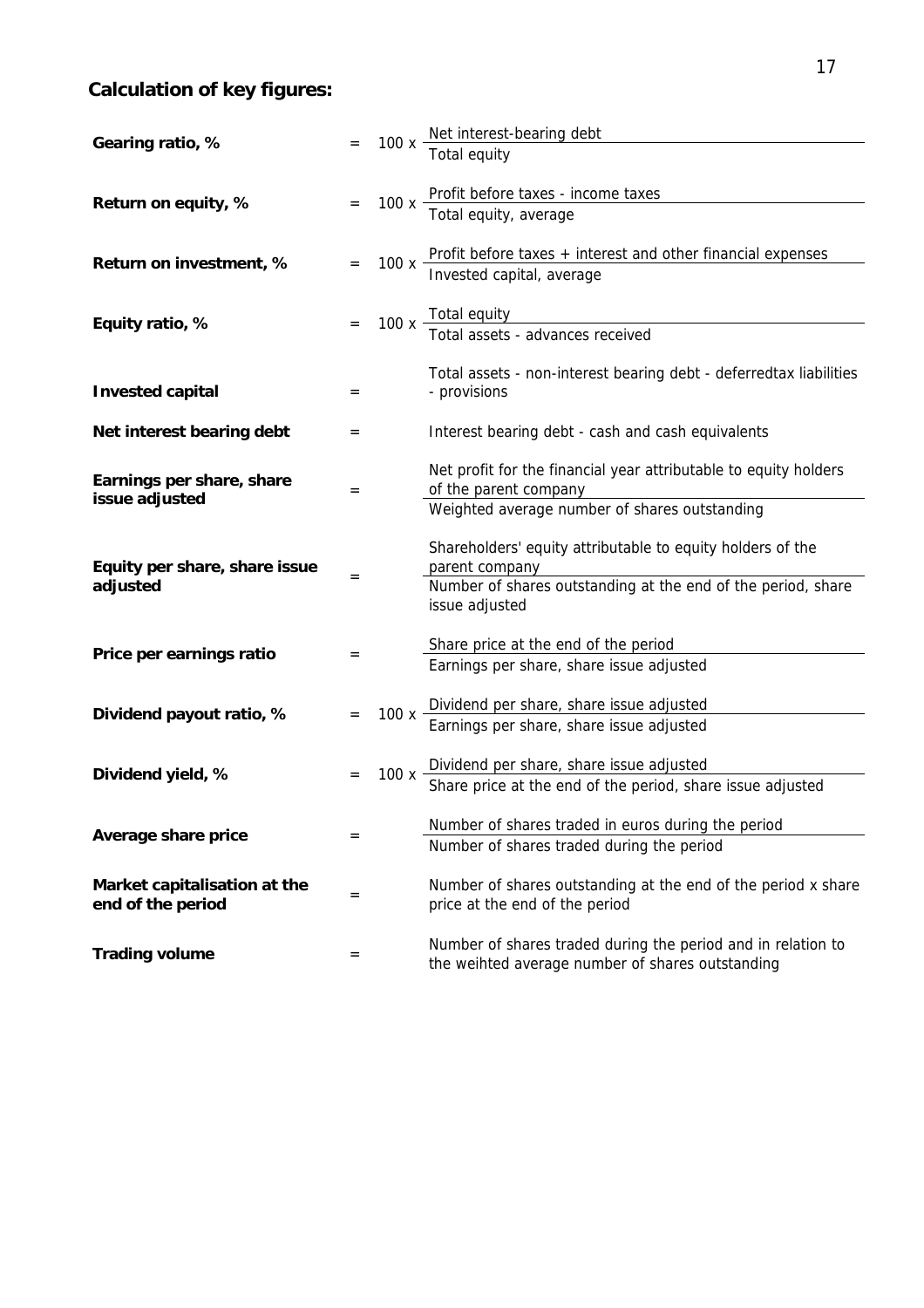## Calculation of key figures:

**Gearing ratio, %** = $100 \times \dfrac{\text{Net interest-bearing debt}}{\text{Total equity}}$

**Return on equity, %** = $100 \times \dfrac{\text{Profit before taxes - income taxes}}{\text{Total equity, average}}$

**Return on investment, %** = $100 \times \dfrac{\text{Profit before taxes + interest and other financial expenses}}{\text{Invested capital, average}}$

**Equity ratio, %** = $100 \times \dfrac{\text{Total equity}}{\text{Total assets - advances received}}$

**Invested capital** = Total assets - non-interest bearing debt - deferredtax liabilities - provisions

**Net interest bearing debt** = Interest bearing debt - cash and cash equivalents

**Earnings per share, share issue adjusted** = $\dfrac{\text{Net profit for the financial year attributable to equity holders of the parent company}}{\text{Weighted average number of shares outstanding}}$

**Equity per share, share issue adjusted** = $\dfrac{\text{Shareholders' equity attributable to equity holders of the parent company}}{\text{Number of shares outstanding at the end of the period, share issue adjusted}}$

**Price per earnings ratio** = $\dfrac{\text{Share price at the end of the period}}{\text{Earnings per share, share issue adjusted}}$

**Dividend payout ratio, %** = $100 \times \dfrac{\text{Dividend per share, share issue adjusted}}{\text{Earnings per share, share issue adjusted}}$

**Dividend yield, %** = $100 \times \dfrac{\text{Dividend per share, share issue adjusted}}{\text{Share price at the end of the period, share issue adjusted}}$

**Average share price** = $\dfrac{\text{Number of shares traded in euros during the period}}{\text{Number of shares traded during the period}}$

**Market capitalisation at the end of the period** = Number of shares outstanding at the end of the period x share price at the end of the period

**Trading volume** = Number of shares traded during the period and in relation to the weihted average number of shares outstanding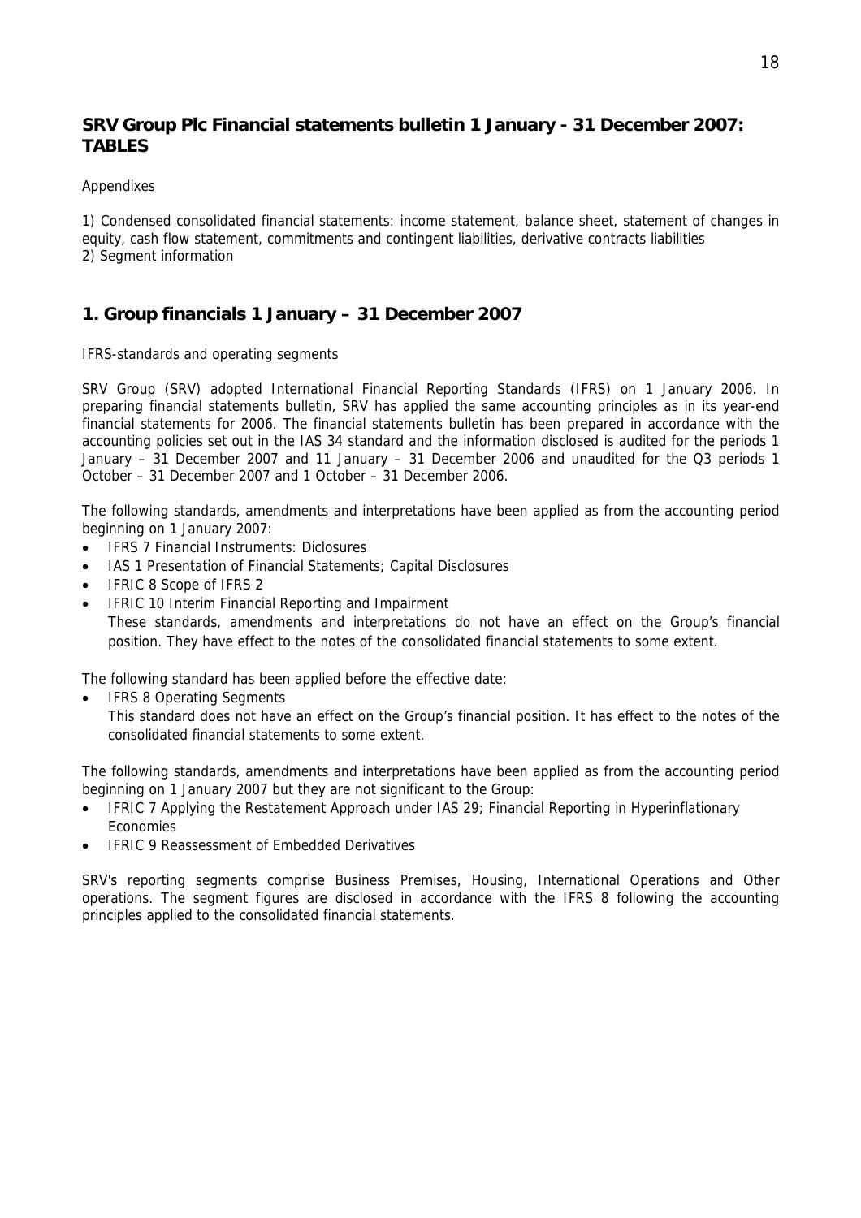## SRV Group Plc Financial statements bulletin 1 January - 31 December 2007: TABLES

Appendixes

1) Condensed consolidated financial statements: income statement, balance sheet, statement of changes in equity, cash flow statement, commitments and contingent liabilities, derivative contracts liabilities
2) Segment information

## 1. Group financials 1 January – 31 December 2007

IFRS-standards and operating segments

SRV Group (SRV) adopted International Financial Reporting Standards (IFRS) on 1 January 2006. In preparing financial statements bulletin, SRV has applied the same accounting principles as in its year-end financial statements for 2006. The financial statements bulletin has been prepared in accordance with the accounting policies set out in the IAS 34 standard and the information disclosed is audited for the periods 1 January – 31 December 2007 and 11 January – 31 December 2006 and unaudited for the Q3 periods 1 October – 31 December 2007 and 1 October – 31 December 2006.

The following standards, amendments and interpretations have been applied as from the accounting period beginning on 1 January 2007:

- IFRS 7 Financial Instruments: Diclosures
- IAS 1 Presentation of Financial Statements; Capital Disclosures
- IFRIC 8 Scope of IFRS 2
- IFRIC 10 Interim Financial Reporting and Impairment
  These standards, amendments and interpretations do not have an effect on the Group's financial position. They have effect to the notes of the consolidated financial statements to some extent.

The following standard has been applied before the effective date:

- IFRS 8 Operating Segments
  This standard does not have an effect on the Group's financial position. It has effect to the notes of the consolidated financial statements to some extent.

The following standards, amendments and interpretations have been applied as from the accounting period beginning on 1 January 2007 but they are not significant to the Group:

- IFRIC 7 Applying the Restatement Approach under IAS 29; Financial Reporting in Hyperinflationary Economies
- IFRIC 9 Reassessment of Embedded Derivatives

SRV's reporting segments comprise Business Premises, Housing, International Operations and Other operations. The segment figures are disclosed in accordance with the IFRS 8 following the accounting principles applied to the consolidated financial statements.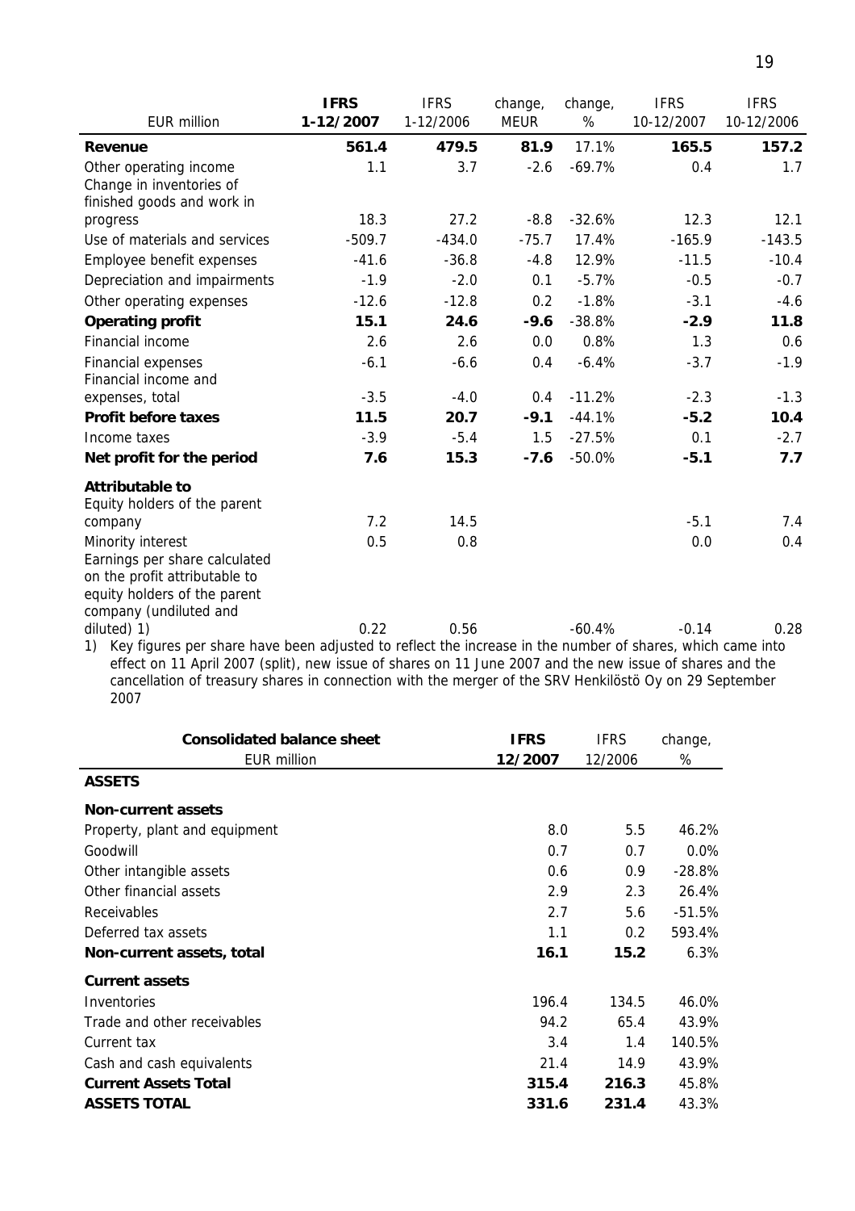| EUR million | IFRS 1-12/2007 | IFRS 1-12/2006 | change, MEUR | change, % | IFRS 10-12/2007 | IFRS 10-12/2006 |
|---|---|---|---|---|---|---|
| **Revenue** | **561.4** | 479.5 | **81.9** | 17.1% | **165.5** | **157.2** |
| Other operating income | 1.1 | 3.7 | -2.6 | -69.7% | 0.4 | 1.7 |
| Change in inventories of finished goods and work in progress | 18.3 | 27.2 | -8.8 | -32.6% | 12.3 | 12.1 |
| Use of materials and services | -509.7 | -434.0 | -75.7 | 17.4% | -165.9 | -143.5 |
| Employee benefit expenses | -41.6 | -36.8 | -4.8 | 12.9% | -11.5 | -10.4 |
| Depreciation and impairments | -1.9 | -2.0 | 0.1 | -5.7% | -0.5 | -0.7 |
| Other operating expenses | -12.6 | -12.8 | 0.2 | -1.8% | -3.1 | -4.6 |
| **Operating profit** | **15.1** | **24.6** | **-9.6** | -38.8% | **-2.9** | **11.8** |
| Financial income | 2.6 | 2.6 | 0.0 | 0.8% | 1.3 | 0.6 |
| Financial expenses | -6.1 | -6.6 | 0.4 | -6.4% | -3.7 | -1.9 |
| Financial income and expenses, total | -3.5 | -4.0 | 0.4 | -11.2% | -2.3 | -1.3 |
| **Profit before taxes** | **11.5** | **20.7** | **-9.1** | -44.1% | **-5.2** | **10.4** |
| Income taxes | -3.9 | -5.4 | 1.5 | -27.5% | 0.1 | -2.7 |
| **Net profit for the period** | **7.6** | **15.3** | **-7.6** | -50.0% | **-5.1** | **7.7** |
| **Attributable to** | | | | | | |
| Equity holders of the parent company | 7.2 | 14.5 | | | -5.1 | 7.4 |
| Minority interest | 0.5 | 0.8 | | | 0.0 | 0.4 |
| Earnings per share calculated on the profit attributable to equity holders of the parent company (undiluted and diluted) 1) | 0.22 | 0.56 | | -60.4% | -0.14 | 0.28 |

1) Key figures per share have been adjusted to reflect the increase in the number of shares, which came into effect on 11 April 2007 (split), new issue of shares on 11 June 2007 and the new issue of shares and the cancellation of treasury shares in connection with the merger of the SRV Henkilöstö Oy on 29 September 2007

| **Consolidated balance sheet** EUR million | IFRS 12/2007 | IFRS 12/2006 | change, % |
|---|---|---|---|
| **ASSETS** | | | |
| **Non-current assets** | | | |
| Property, plant and equipment | 8.0 | 5.5 | 46.2% |
| Goodwill | 0.7 | 0.7 | 0.0% |
| Other intangible assets | 0.6 | 0.9 | -28.8% |
| Other financial assets | 2.9 | 2.3 | 26.4% |
| Receivables | 2.7 | 5.6 | -51.5% |
| Deferred tax assets | 1.1 | 0.2 | 593.4% |
| **Non-current assets, total** | **16.1** | **15.2** | 6.3% |
| **Current assets** | | | |
| Inventories | 196.4 | 134.5 | 46.0% |
| Trade and other receivables | 94.2 | 65.4 | 43.9% |
| Current tax | 3.4 | 1.4 | 140.5% |
| Cash and cash equivalents | 21.4 | 14.9 | 43.9% |
| **Current Assets Total** | **315.4** | **216.3** | 45.8% |
| **ASSETS TOTAL** | **331.6** | **231.4** | 43.3% |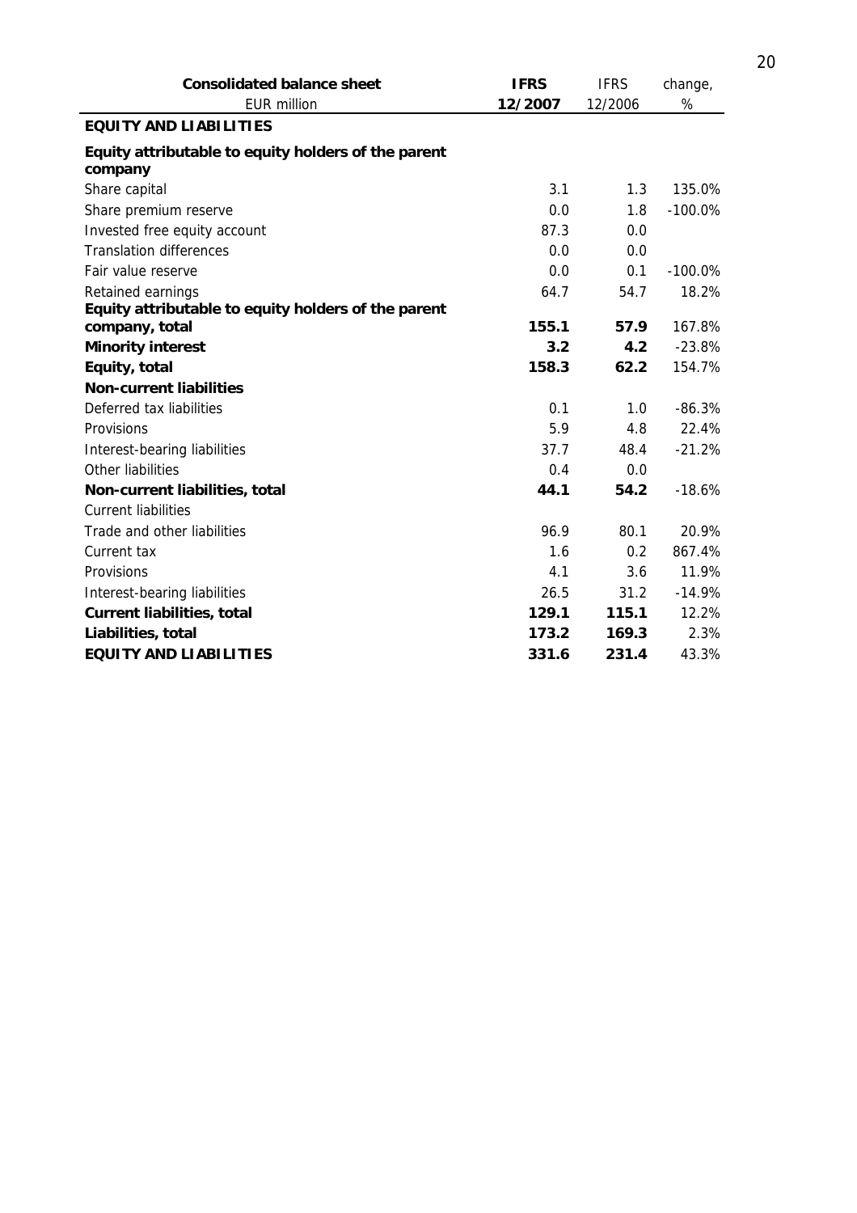| **Consolidated balance sheet** | **IFRS** | IFRS | change, |
|---|---|---|---|
| EUR million | **12/2007** | 12/2006 | % |
| **EQUITY AND LIABILITIES** | | | |
| **Equity attributable to equity holders of the parent company** | | | |
| Share capital | 3.1 | 1.3 | 135.0% |
| Share premium reserve | 0.0 | 1.8 | -100.0% |
| Invested free equity account | 87.3 | 0.0 | |
| Translation differences | 0.0 | 0.0 | |
| Fair value reserve | 0.0 | 0.1 | -100.0% |
| Retained earnings | 64.7 | 54.7 | 18.2% |
| **Equity attributable to equity holders of the parent company, total** | **155.1** | **57.9** | 167.8% |
| **Minority interest** | **3.2** | **4.2** | -23.8% |
| **Equity, total** | **158.3** | **62.2** | 154.7% |
| **Non-current liabilities** | | | |
| Deferred tax liabilities | 0.1 | 1.0 | -86.3% |
| Provisions | 5.9 | 4.8 | 22.4% |
| Interest-bearing liabilities | 37.7 | 48.4 | -21.2% |
| Other liabilities | 0.4 | 0.0 | |
| **Non-current liabilities, total** | **44.1** | **54.2** | -18.6% |
| Current liabilities | | | |
| Trade and other liabilities | 96.9 | 80.1 | 20.9% |
| Current tax | 1.6 | 0.2 | 867.4% |
| Provisions | 4.1 | 3.6 | 11.9% |
| Interest-bearing liabilities | 26.5 | 31.2 | -14.9% |
| **Current liabilities, total** | **129.1** | **115.1** | 12.2% |
| **Liabilities, total** | **173.2** | **169.3** | 2.3% |
| **EQUITY AND LIABILITIES** | **331.6** | **231.4** | 43.3% |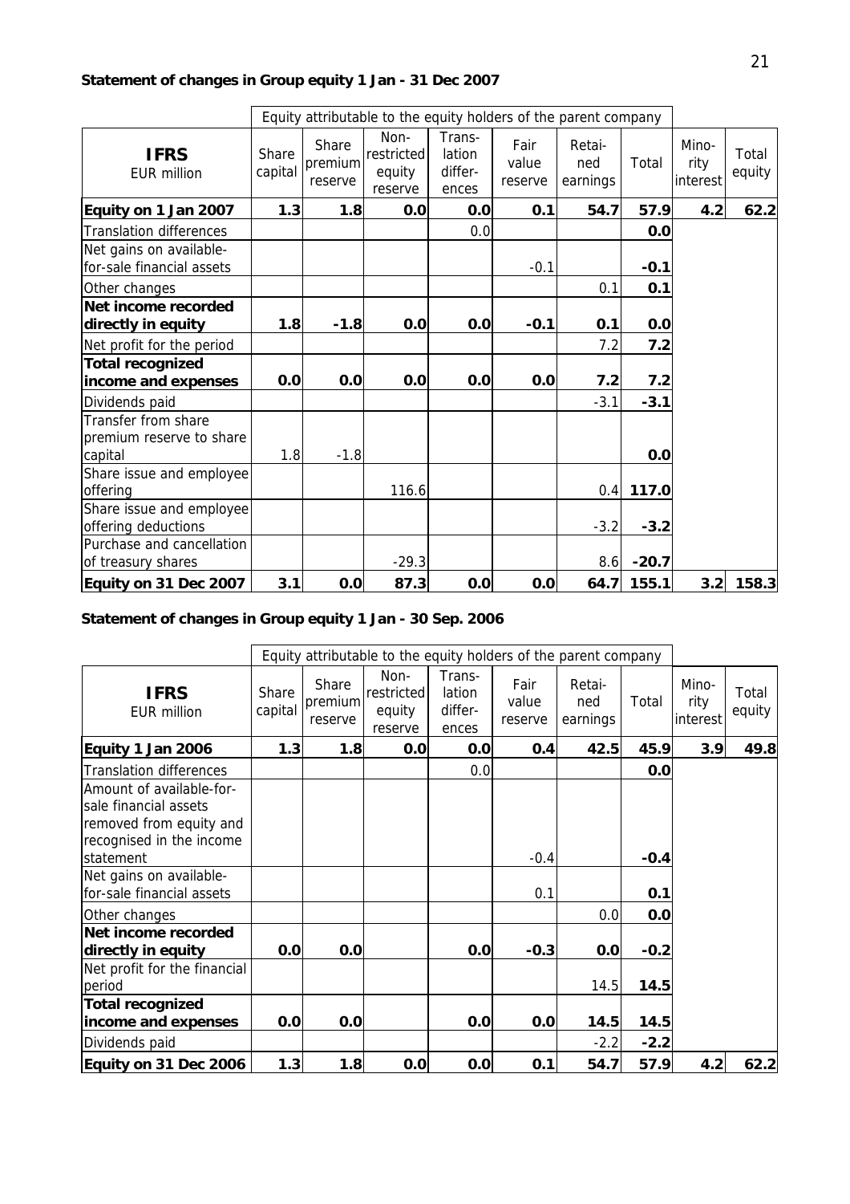**Statement of changes in Group equity 1 Jan - 31 Dec 2007**

| | Equity attributable to the equity holders of the parent company | | | | | | | | |
|---|---|---|---|---|---|---|---|---|---|
| **IFRS** EUR million | Share capital | Share premium reserve | Non-restricted equity reserve | Trans-lation differ-ences | Fair value reserve | Retai-ned earnings | Total | Mino-rity interest | Total equity |
| **Equity on 1 Jan 2007** | **1.3** | **1.8** | **0.0** | **0.0** | **0.1** | **54.7** | **57.9** | **4.2** | **62.2** |
| Translation differences | | | | 0.0 | | | **0.0** | | |
| Net gains on available-for-sale financial assets | | | | | -0.1 | | **-0.1** | | |
| Other changes | | | | | | 0.1 | **0.1** | | |
| **Net income recorded directly in equity** | **1.8** | **-1.8** | **0.0** | **0.0** | **-0.1** | **0.1** | **0.0** | | |
| Net profit for the period | | | | | | 7.2 | **7.2** | | |
| **Total recognized income and expenses** | **0.0** | **0.0** | **0.0** | **0.0** | **0.0** | **7.2** | **7.2** | | |
| Dividends paid | | | | | | -3.1 | **-3.1** | | |
| Transfer from share premium reserve to share capital | 1.8 | -1.8 | | | | | **0.0** | | |
| Share issue and employee offering | | | 116.6 | | | 0.4 | **117.0** | | |
| Share issue and employee offering deductions | | | | | | -3.2 | **-3.2** | | |
| Purchase and cancellation of treasury shares | | | -29.3 | | | 8.6 | **-20.7** | | |
| **Equity on 31 Dec 2007** | **3.1** | **0.0** | **87.3** | **0.0** | **0.0** | **64.7** | **155.1** | **3.2** | **158.3** |

**Statement of changes in Group equity 1 Jan - 30 Sep. 2006**

| | Equity attributable to the equity holders of the parent company | | | | | | | | |
|---|---|---|---|---|---|---|---|---|---|
| **IFRS** EUR million | Share capital | Share premium reserve | Non-restricted equity reserve | Trans-lation differ-ences | Fair value reserve | Retai-ned earnings | Total | Mino-rity interest | Total equity |
| **Equity 1 Jan 2006** | **1.3** | **1.8** | **0.0** | **0.0** | **0.4** | **42.5** | **45.9** | **3.9** | **49.8** |
| Translation differences | | | | 0.0 | | | **0.0** | | |
| Amount of available-for-sale financial assets removed from equity and recognised in the income statement | | | | | -0.4 | | **-0.4** | | |
| Net gains on available-for-sale financial assets | | | | | 0.1 | | **0.1** | | |
| Other changes | | | | | | 0.0 | **0.0** | | |
| **Net income recorded directly in equity** | **0.0** | **0.0** | | **0.0** | **-0.3** | **0.0** | **-0.2** | | |
| Net profit for the financial period | | | | | | 14.5 | **14.5** | | |
| **Total recognized income and expenses** | **0.0** | **0.0** | | **0.0** | **0.0** | **14.5** | **14.5** | | |
| Dividends paid | | | | | | -2.2 | **-2.2** | | |
| **Equity on 31 Dec 2006** | **1.3** | **1.8** | **0.0** | **0.0** | **0.1** | **54.7** | **57.9** | **4.2** | **62.2** |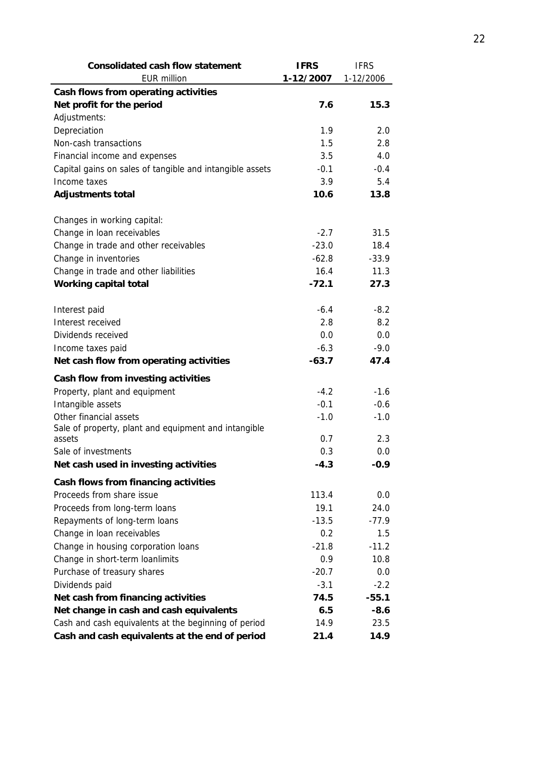| Consolidated cash flow statement | IFRS | IFRS |
|---|---|---|
| EUR million | 1-12/2007 | 1-12/2006 |
| **Cash flows from operating activities** | | |
| **Net profit for the period** | **7.6** | **15.3** |
| Adjustments: | | |
| Depreciation | 1.9 | 2.0 |
| Non-cash transactions | 1.5 | 2.8 |
| Financial income and expenses | 3.5 | 4.0 |
| Capital gains on sales of tangible and intangible assets | -0.1 | -0.4 |
| Income taxes | 3.9 | 5.4 |
| **Adjustments total** | **10.6** | **13.8** |
| | | |
| Changes in working capital: | | |
| Change in loan receivables | -2.7 | 31.5 |
| Change in trade and other receivables | -23.0 | 18.4 |
| Change in inventories | -62.8 | -33.9 |
| Change in trade and other liabilities | 16.4 | 11.3 |
| **Working capital total** | **-72.1** | **27.3** |
| | | |
| Interest paid | -6.4 | -8.2 |
| Interest received | 2.8 | 8.2 |
| Dividends received | 0.0 | 0.0 |
| Income taxes paid | -6.3 | -9.0 |
| **Net cash flow from operating activities** | **-63.7** | **47.4** |
| **Cash flow from investing activities** | | |
| Property, plant and equipment | -4.2 | -1.6 |
| Intangible assets | -0.1 | -0.6 |
| Other financial assets | -1.0 | -1.0 |
| Sale of property, plant and equipment and intangible assets | 0.7 | 2.3 |
| Sale of investments | 0.3 | 0.0 |
| **Net cash used in investing activities** | **-4.3** | **-0.9** |
| **Cash flows from financing activities** | | |
| Proceeds from share issue | 113.4 | 0.0 |
| Proceeds from long-term loans | 19.1 | 24.0 |
| Repayments of long-term loans | -13.5 | -77.9 |
| Change in loan receivables | 0.2 | 1.5 |
| Change in housing corporation loans | -21.8 | -11.2 |
| Change in short-term loanlimits | 0.9 | 10.8 |
| Purchase of treasury shares | -20.7 | 0.0 |
| Dividends paid | -3.1 | -2.2 |
| **Net cash from financing activities** | **74.5** | **-55.1** |
| **Net change in cash and cash equivalents** | **6.5** | **-8.6** |
| Cash and cash equivalents at the beginning of period | 14.9 | 23.5 |
| **Cash and cash equivalents at the end of period** | **21.4** | **14.9** |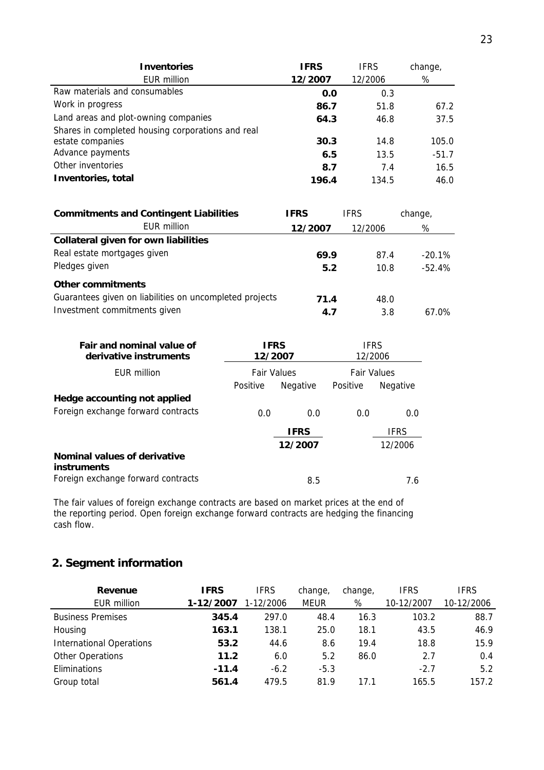| Inventories | IFRS | IFRS | change, |
|---|---|---|---|
| EUR million | 12/2007 | 12/2006 | % |
| Raw materials and consumables | **0.0** | 0.3 | |
| Work in progress | **86.7** | 51.8 | 67.2 |
| Land areas and plot-owning companies | **64.3** | 46.8 | 37.5 |
| Shares in completed housing corporations and real estate companies | **30.3** | 14.8 | 105.0 |
| Advance payments | **6.5** | 13.5 | -51.7 |
| Other inventories | **8.7** | 7.4 | 16.5 |
| **Inventories, total** | **196.4** | 134.5 | 46.0 |

| Commitments and Contingent Liabilities | IFRS | IFRS | change, |
|---|---|---|---|
| EUR million | 12/2007 | 12/2006 | % |
| **Collateral given for own liabilities** | | | |
| Real estate mortgages given | **69.9** | 87.4 | -20.1% |
| Pledges given | **5.2** | 10.8 | -52.4% |
| **Other commitments** | | | |
| Guarantees given on liabilities on uncompleted projects | **71.4** | 48.0 | |
| Investment commitments given | **4.7** | 3.8 | 67.0% |

| Fair and nominal value of derivative instruments | IFRS 12/2007 | | IFRS 12/2006 | |
|---|---|---|---|---|
| EUR million | Fair Values | | Fair Values | |
| | Positive | Negative | Positive | Negative |
| **Hedge accounting not applied** | | | | |
| Foreign exchange forward contracts | 0.0 | 0.0 | 0.0 | 0.0 |
| | | **IFRS 12/2007** | | IFRS 12/2006 |
| **Nominal values of derivative instruments** | | | | |
| Foreign exchange forward contracts | | 8.5 | | 7.6 |

The fair values of foreign exchange contracts are based on market prices at the end of the reporting period. Open foreign exchange forward contracts are hedging the financing cash flow.

## 2. Segment information

| Revenue | IFRS | IFRS | change, | change, | IFRS | IFRS |
|---|---|---|---|---|---|---|
| EUR million | 1-12/2007 | 1-12/2006 | MEUR | % | 10-12/2007 | 10-12/2006 |
| Business Premises | **345.4** | 297.0 | 48.4 | 16.3 | 103.2 | 88.7 |
| Housing | **163.1** | 138.1 | 25.0 | 18.1 | 43.5 | 46.9 |
| International Operations | **53.2** | 44.6 | 8.6 | 19.4 | 18.8 | 15.9 |
| Other Operations | **11.2** | 6.0 | 5.2 | 86.0 | 2.7 | 0.4 |
| Eliminations | **-11.4** | -6.2 | -5.3 | | -2.7 | 5.2 |
| Group total | **561.4** | 479.5 | 81.9 | 17.1 | 165.5 | 157.2 |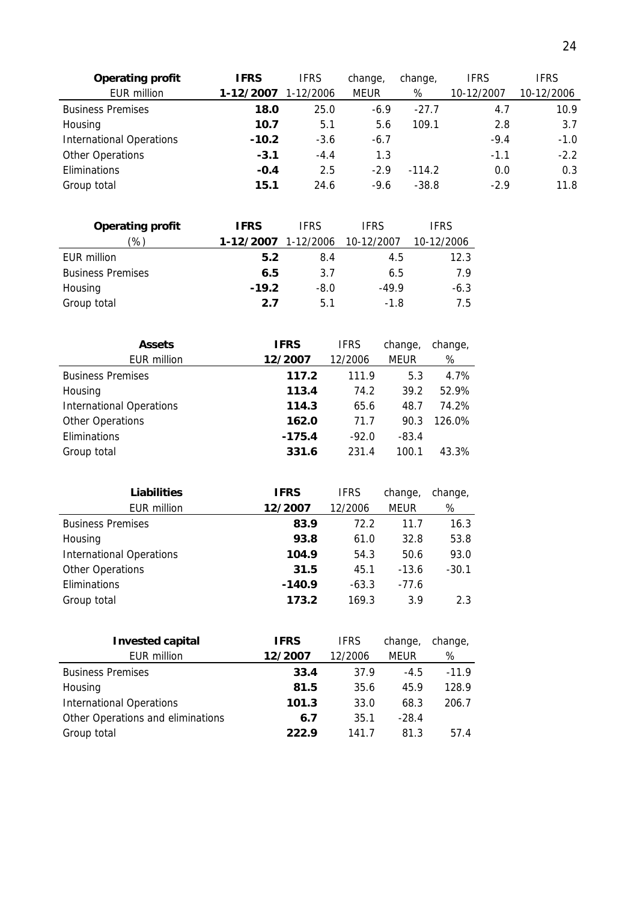| **Operating profit** | **IFRS** | IFRS | change, | change, | IFRS | IFRS |
|---|---|---|---|---|---|---|
| EUR million | **1-12/2007** | 1-12/2006 | MEUR | % | 10-12/2007 | 10-12/2006 |
| Business Premises | **18.0** | 25.0 | -6.9 | -27.7 | 4.7 | 10.9 |
| Housing | **10.7** | 5.1 | 5.6 | 109.1 | 2.8 | 3.7 |
| International Operations | **-10.2** | -3.6 | -6.7 | | -9.4 | -1.0 |
| Other Operations | **-3.1** | -4.4 | 1.3 | | -1.1 | -2.2 |
| Eliminations | **-0.4** | 2.5 | -2.9 | -114.2 | 0.0 | 0.3 |
| Group total | **15.1** | 24.6 | -9.6 | -38.8 | -2.9 | 11.8 |

| **Operating profit** | **IFRS** | IFRS | IFRS | IFRS |
|---|---|---|---|---|
| (%) | **1-12/2007** | 1-12/2006 | 10-12/2007 | 10-12/2006 |
| EUR million | **5.2** | 8.4 | 4.5 | 12.3 |
| Business Premises | **6.5** | 3.7 | 6.5 | 7.9 |
| Housing | **-19.2** | -8.0 | -49.9 | -6.3 |
| Group total | **2.7** | 5.1 | -1.8 | 7.5 |

| **Assets** | **IFRS** | IFRS | change, | change, |
|---|---|---|---|---|
| EUR million | **12/2007** | 12/2006 | MEUR | % |
| Business Premises | **117.2** | 111.9 | 5.3 | 4.7% |
| Housing | **113.4** | 74.2 | 39.2 | 52.9% |
| International Operations | **114.3** | 65.6 | 48.7 | 74.2% |
| Other Operations | **162.0** | 71.7 | 90.3 | 126.0% |
| Eliminations | **-175.4** | -92.0 | -83.4 | |
| Group total | **331.6** | 231.4 | 100.1 | 43.3% |

| **Liabilities** | **IFRS** | IFRS | change, | change, |
|---|---|---|---|---|
| EUR million | **12/2007** | 12/2006 | MEUR | % |
| Business Premises | **83.9** | 72.2 | 11.7 | 16.3 |
| Housing | **93.8** | 61.0 | 32.8 | 53.8 |
| International Operations | **104.9** | 54.3 | 50.6 | 93.0 |
| Other Operations | **31.5** | 45.1 | -13.6 | -30.1 |
| Eliminations | **-140.9** | -63.3 | -77.6 | |
| Group total | **173.2** | 169.3 | 3.9 | 2.3 |

| **Invested capital** | **IFRS** | IFRS | change, | change, |
|---|---|---|---|---|
| EUR million | **12/2007** | 12/2006 | MEUR | % |
| Business Premises | **33.4** | 37.9 | -4.5 | -11.9 |
| Housing | **81.5** | 35.6 | 45.9 | 128.9 |
| International Operations | **101.3** | 33.0 | 68.3 | 206.7 |
| Other Operations and eliminations | **6.7** | 35.1 | -28.4 | |
| Group total | **222.9** | 141.7 | 81.3 | 57.4 |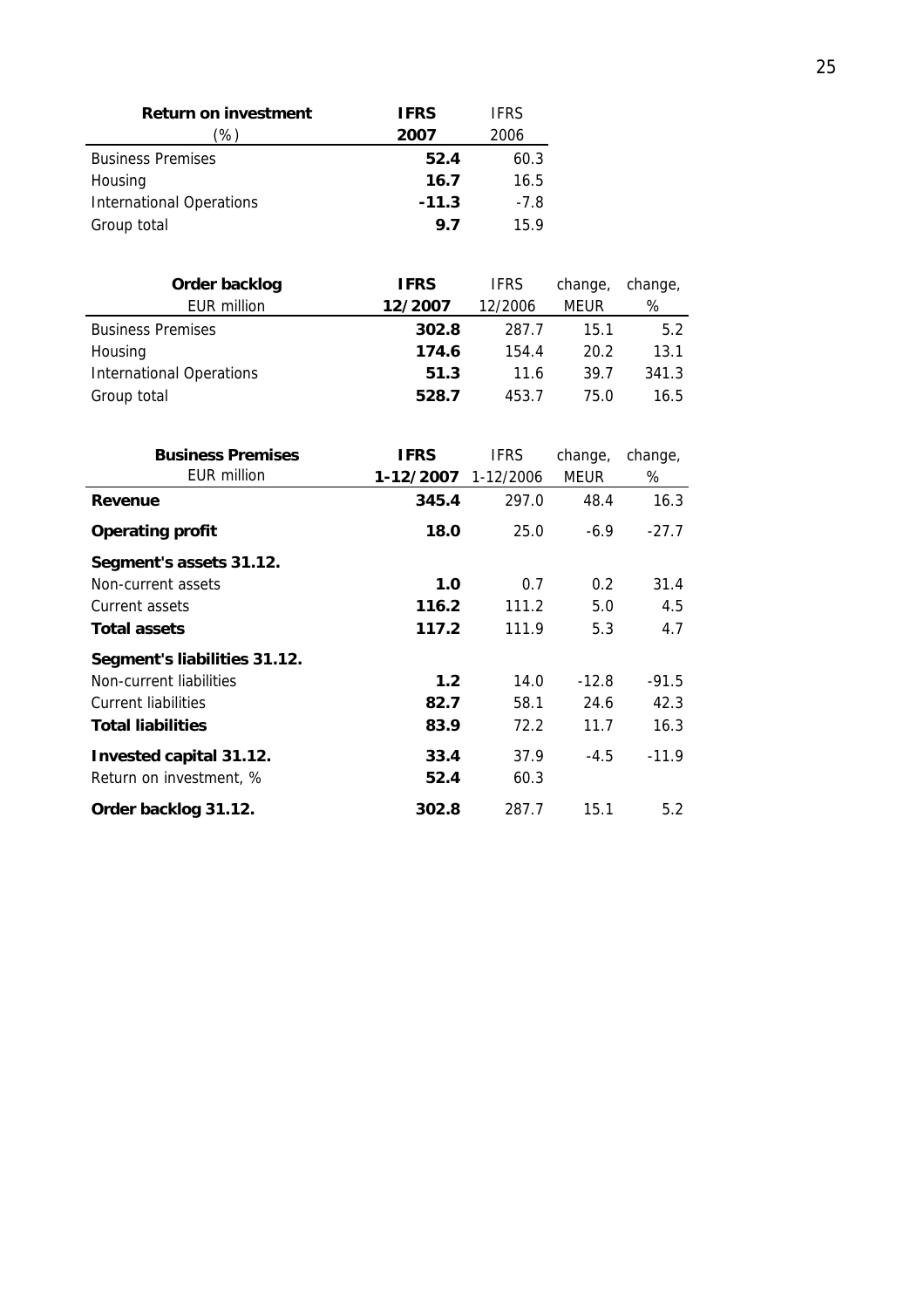| **Return on investment** (%) | **IFRS 2007** | IFRS 2006 |
|---|---|---|
| Business Premises | **52.4** | 60.3 |
| Housing | **16.7** | 16.5 |
| International Operations | **-11.3** | -7.8 |
| Group total | **9.7** | 15.9 |

| **Order backlog** EUR million | **IFRS 12/2007** | IFRS 12/2006 | change, MEUR | change, % |
|---|---|---|---|---|
| Business Premises | **302.8** | 287.7 | 15.1 | 5.2 |
| Housing | **174.6** | 154.4 | 20.2 | 13.1 |
| International Operations | **51.3** | 11.6 | 39.7 | 341.3 |
| Group total | **528.7** | 453.7 | 75.0 | 16.5 |

| **Business Premises** EUR million | **IFRS 1-12/2007** | IFRS 1-12/2006 | change, MEUR | change, % |
|---|---|---|---|---|
| **Revenue** | **345.4** | 297.0 | 48.4 | 16.3 |
| **Operating profit** | **18.0** | 25.0 | -6.9 | -27.7 |
| **Segment's assets 31.12.** | | | | |
| Non-current assets | **1.0** | 0.7 | 0.2 | 31.4 |
| Current assets | **116.2** | 111.2 | 5.0 | 4.5 |
| **Total assets** | **117.2** | 111.9 | 5.3 | 4.7 |
| **Segment's liabilities 31.12.** | | | | |
| Non-current liabilities | **1.2** | 14.0 | -12.8 | -91.5 |
| Current liabilities | **82.7** | 58.1 | 24.6 | 42.3 |
| **Total liabilities** | **83.9** | 72.2 | 11.7 | 16.3 |
| **Invested capital 31.12.** | **33.4** | 37.9 | -4.5 | -11.9 |
| Return on investment, % | **52.4** | 60.3 | | |
| **Order backlog 31.12.** | **302.8** | 287.7 | 15.1 | 5.2 |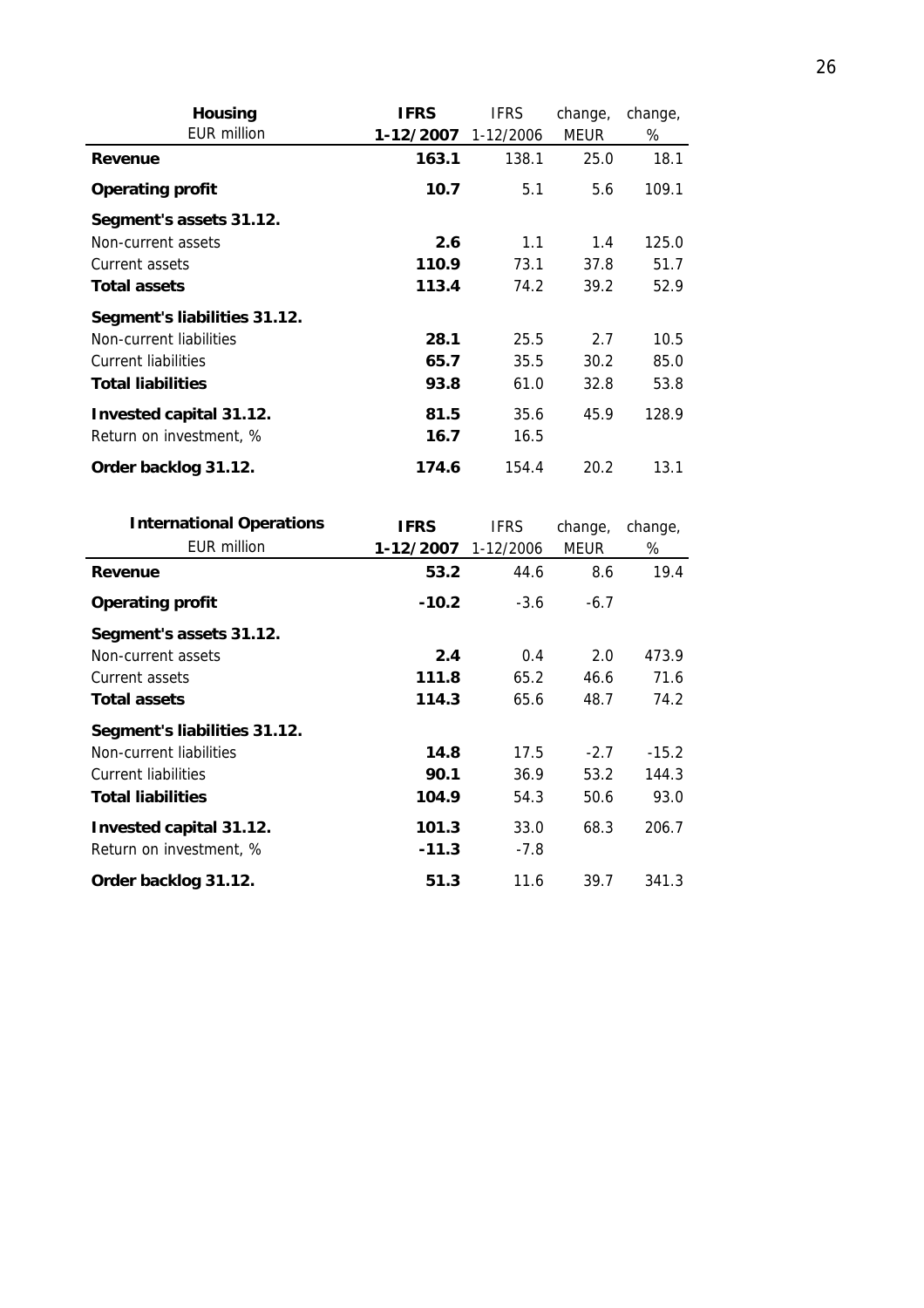| **Housing**<br>EUR million | **IFRS**<br>**1-12/2007** | IFRS<br>1-12/2006 | change,<br>MEUR | change,<br>% |
|---|---|---|---|---|
| **Revenue** | **163.1** | 138.1 | 25.0 | 18.1 |
| **Operating profit** | **10.7** | 5.1 | 5.6 | 109.1 |
| **Segment's assets 31.12.** | | | | |
| Non-current assets | **2.6** | 1.1 | 1.4 | 125.0 |
| Current assets | **110.9** | 73.1 | 37.8 | 51.7 |
| **Total assets** | **113.4** | 74.2 | 39.2 | 52.9 |
| **Segment's liabilities 31.12.** | | | | |
| Non-current liabilities | **28.1** | 25.5 | 2.7 | 10.5 |
| Current liabilities | **65.7** | 35.5 | 30.2 | 85.0 |
| **Total liabilities** | **93.8** | 61.0 | 32.8 | 53.8 |
| **Invested capital 31.12.** | **81.5** | 35.6 | 45.9 | 128.9 |
| Return on investment, % | **16.7** | 16.5 | | |
| **Order backlog 31.12.** | **174.6** | 154.4 | 20.2 | 13.1 |

| **International Operations**<br>EUR million | **IFRS**<br>**1-12/2007** | IFRS<br>1-12/2006 | change,<br>MEUR | change,<br>% |
|---|---|---|---|---|
| **Revenue** | **53.2** | 44.6 | 8.6 | 19.4 |
| **Operating profit** | **-10.2** | -3.6 | -6.7 | |
| **Segment's assets 31.12.** | | | | |
| Non-current assets | **2.4** | 0.4 | 2.0 | 473.9 |
| Current assets | **111.8** | 65.2 | 46.6 | 71.6 |
| **Total assets** | **114.3** | 65.6 | 48.7 | 74.2 |
| **Segment's liabilities 31.12.** | | | | |
| Non-current liabilities | **14.8** | 17.5 | -2.7 | -15.2 |
| Current liabilities | **90.1** | 36.9 | 53.2 | 144.3 |
| **Total liabilities** | **104.9** | 54.3 | 50.6 | 93.0 |
| **Invested capital 31.12.** | **101.3** | 33.0 | 68.3 | 206.7 |
| Return on investment, % | **-11.3** | -7.8 | | |
| **Order backlog 31.12.** | **51.3** | 11.6 | 39.7 | 341.3 |